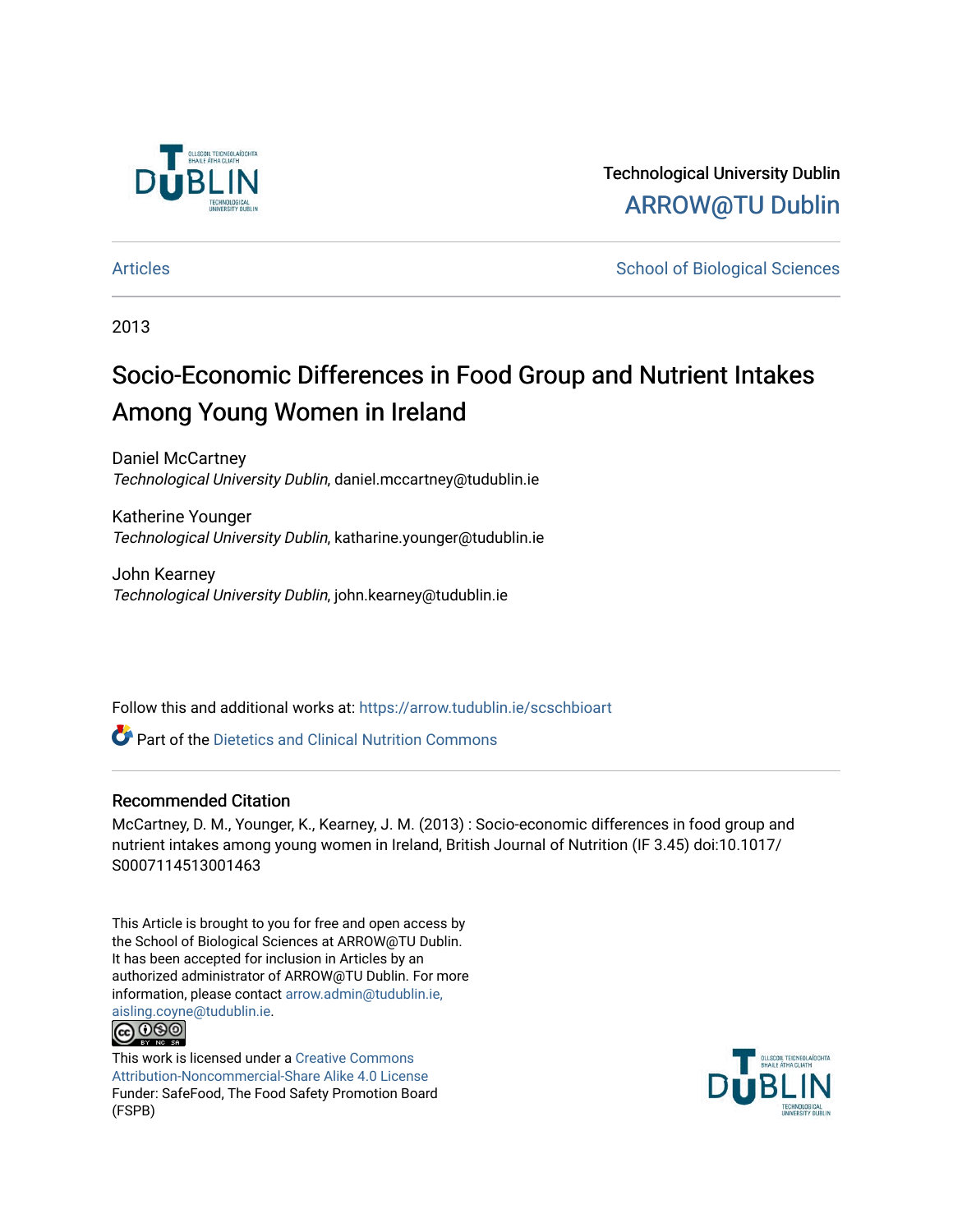Technological University Dublin

ARROW@TU Dublin

Articles

School of Biological Sciences

2013

# Socio-Economic Differences in Food Group and Nutrient Intakes Among Young Women in Ireland

Daniel McCartney
*Technological University Dublin*, daniel.mccartney@tudublin.ie

Katherine Younger
*Technological University Dublin*, katharine.younger@tudublin.ie

John Kearney
*Technological University Dublin*, john.kearney@tudublin.ie

Follow this and additional works at: https://arrow.tudublin.ie/scschbioart

Part of the Dietetics and Clinical Nutrition Commons

## Recommended Citation

McCartney, D. M., Younger, K., Kearney, J. M. (2013) : Socio-economic differences in food group and nutrient intakes among young women in Ireland, British Journal of Nutrition (IF 3.45) doi:10.1017/S0007114513001463

This Article is brought to you for free and open access by the School of Biological Sciences at ARROW@TU Dublin. It has been accepted for inclusion in Articles by an authorized administrator of ARROW@TU Dublin. For more information, please contact arrow.admin@tudublin.ie, aisling.coyne@tudublin.ie.

This work is licensed under a Creative Commons Attribution-Noncommercial-Share Alike 4.0 License
Funder: SafeFood, The Food Safety Promotion Board (FSPB)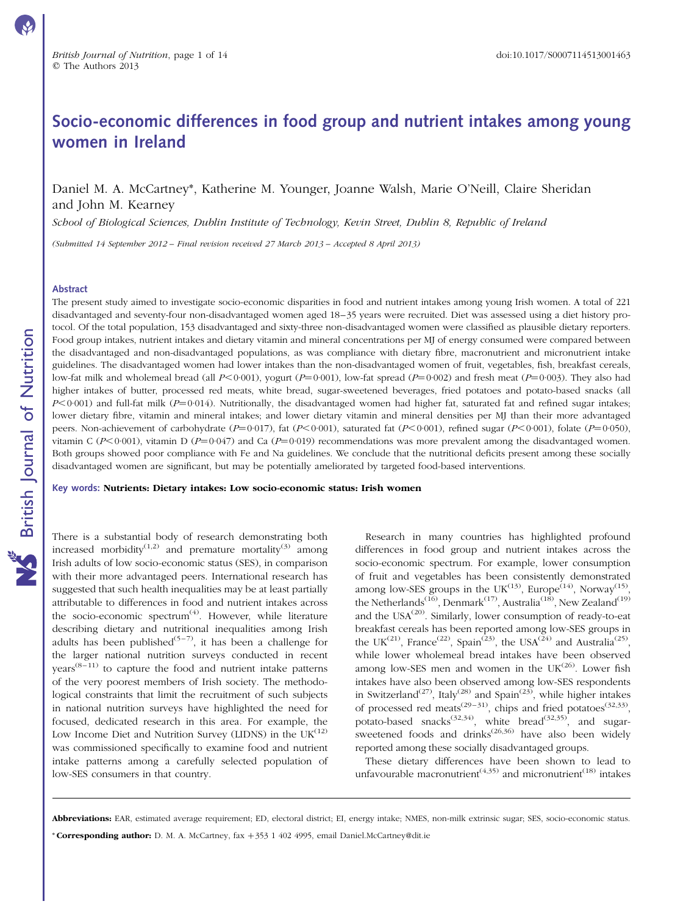# Socio-economic differences in food group and nutrient intakes among young women in Ireland

Daniel M. A. McCartney*, Katherine M. Younger, Joanne Walsh, Marie O'Neill, Claire Sheridan and John M. Kearney

*School of Biological Sciences, Dublin Institute of Technology, Kevin Street, Dublin 8, Republic of Ireland*

*(Submitted 14 September 2012 – Final revision received 27 March 2013 – Accepted 8 April 2013)*

## Abstract

The present study aimed to investigate socio-economic disparities in food and nutrient intakes among young Irish women. A total of 221 disadvantaged and seventy-four non-disadvantaged women aged 18–35 years were recruited. Diet was assessed using a diet history protocol. Of the total population, 153 disadvantaged and sixty-three non-disadvantaged women were classified as plausible dietary reporters. Food group intakes, nutrient intakes and dietary vitamin and mineral concentrations per MJ of energy consumed were compared between the disadvantaged and non-disadvantaged populations, as was compliance with dietary fibre, macronutrient and micronutrient intake guidelines. The disadvantaged women had lower intakes than the non-disadvantaged women of fruit, vegetables, fish, breakfast cereals, low-fat milk and wholemeal bread (all $P<0·001$), yogurt ($P=0·001$), low-fat spread ($P=0·002$) and fresh meat ($P=0·003$). They also had higher intakes of butter, processed red meats, white bread, sugar-sweetened beverages, fried potatoes and potato-based snacks (all $P<0·001$) and full-fat milk ($P=0·014$). Nutritionally, the disadvantaged women had higher fat, saturated fat and refined sugar intakes; lower dietary fibre, vitamin and mineral intakes; and lower dietary vitamin and mineral densities per MJ than their more advantaged peers. Non-achievement of carbohydrate ($P=0·017$), fat ($P<0·001$), saturated fat ($P<0·001$), refined sugar ($P<0·001$), folate ($P=0·050$), vitamin C ($P<0·001$), vitamin D ($P=0·047$) and Ca ($P=0·019$) recommendations was more prevalent among the disadvantaged women. Both groups showed poor compliance with Fe and Na guidelines. We conclude that the nutritional deficits present among these socially disadvantaged women are significant, but may be potentially ameliorated by targeted food-based interventions.

**Key words: Nutrients: Dietary intakes: Low socio-economic status: Irish women**

There is a substantial body of research demonstrating both increased morbidity[1,2] and premature mortality[3] among Irish adults of low socio-economic status (SES), in comparison with their more advantaged peers. International research has suggested that such health inequalities may be at least partially attributable to differences in food and nutrient intakes across the socio-economic spectrum[4]. However, while literature describing dietary and nutritional inequalities among Irish adults has been published[5–7], it has been a challenge for the larger national nutrition surveys conducted in recent years[8–11] to capture the food and nutrient intake patterns of the very poorest members of Irish society. The methodological constraints that limit the recruitment of such subjects in national nutrition surveys have highlighted the need for focused, dedicated research in this area. For example, the Low Income Diet and Nutrition Survey (LIDNS) in the UK[12] was commissioned specifically to examine food and nutrient intake patterns among a carefully selected population of low-SES consumers in that country.

Research in many countries has highlighted profound differences in food group and nutrient intakes across the socio-economic spectrum. For example, lower consumption of fruit and vegetables has been consistently demonstrated among low-SES groups in the UK[13], Europe[14], Norway[15], the Netherlands[16], Denmark[17], Australia[18], New Zealand[19] and the USA[20]. Similarly, lower consumption of ready-to-eat breakfast cereals has been reported among low-SES groups in the UK[21], France[22], Spain[23], the USA[24] and Australia[25], while lower wholemeal bread intakes have been observed among low-SES men and women in the UK[26]. Lower fish intakes have also been observed among low-SES respondents in Switzerland[27], Italy[28] and Spain[23], while higher intakes of processed red meats[29–31], chips and fried potatoes[32,33], potato-based snacks[32,34], white bread[32,35], and sugar-sweetened foods and drinks[26,36] have also been widely reported among these socially disadvantaged groups.

These dietary differences have been shown to lead to unfavourable macronutrient[4,35] and micronutrient[18] intakes

**Abbreviations:** EAR, estimated average requirement; ED, electoral district; EI, energy intake; NMES, non-milk extrinsic sugar; SES, socio-economic status.

* **Corresponding author:** D. M. A. McCartney, fax +353 1 402 4995, email Daniel.McCartney@dit.ie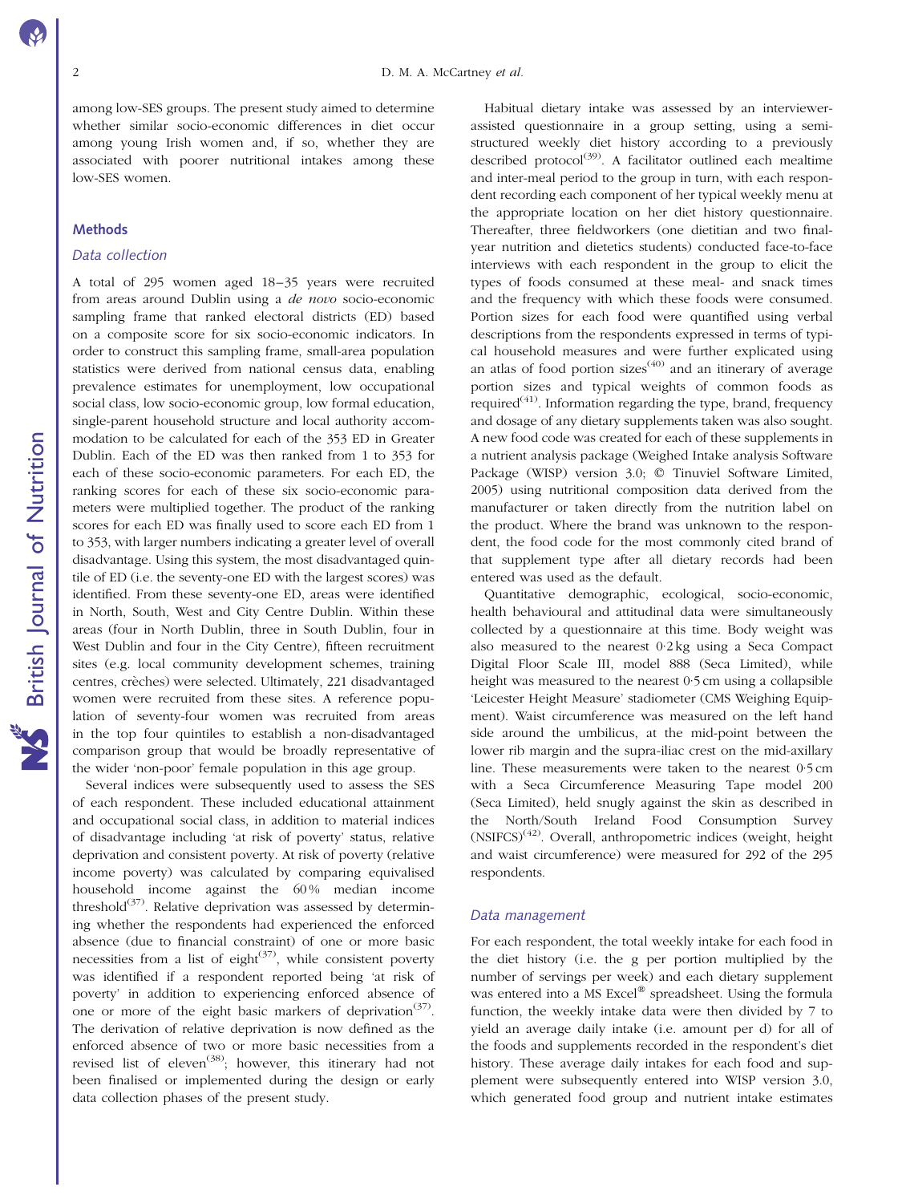among low-SES groups. The present study aimed to determine whether similar socio-economic differences in diet occur among young Irish women and, if so, whether they are associated with poorer nutritional intakes among these low-SES women.

## Methods

### Data collection

A total of 295 women aged 18–35 years were recruited from areas around Dublin using a *de novo* socio-economic sampling frame that ranked electoral districts (ED) based on a composite score for six socio-economic indicators. In order to construct this sampling frame, small-area population statistics were derived from national census data, enabling prevalence estimates for unemployment, low occupational social class, low socio-economic group, low formal education, single-parent household structure and local authority accommodation to be calculated for each of the 353 ED in Greater Dublin. Each of the ED was then ranked from 1 to 353 for each of these socio-economic parameters. For each ED, the ranking scores for each of these six socio-economic parameters were multiplied together. The product of the ranking scores for each ED was finally used to score each ED from 1 to 353, with larger numbers indicating a greater level of overall disadvantage. Using this system, the most disadvantaged quintile of ED (i.e. the seventy-one ED with the largest scores) was identified. From these seventy-one ED, areas were identified in North, South, West and City Centre Dublin. Within these areas (four in North Dublin, three in South Dublin, four in West Dublin and four in the City Centre), fifteen recruitment sites (e.g. local community development schemes, training centres, crèches) were selected. Ultimately, 221 disadvantaged women were recruited from these sites. A reference population of seventy-four women was recruited from areas in the top four quintiles to establish a non-disadvantaged comparison group that would be broadly representative of the wider 'non-poor' female population in this age group.

Several indices were subsequently used to assess the SES of each respondent. These included educational attainment and occupational social class, in addition to material indices of disadvantage including 'at risk of poverty' status, relative deprivation and consistent poverty. At risk of poverty (relative income poverty) was calculated by comparing equivalised household income against the 60 % median income threshold[37]. Relative deprivation was assessed by determining whether the respondents had experienced the enforced absence (due to financial constraint) of one or more basic necessities from a list of eight[37], while consistent poverty was identified if a respondent reported being 'at risk of poverty' in addition to experiencing enforced absence of one or more of the eight basic markers of deprivation[37]. The derivation of relative deprivation is now defined as the enforced absence of two or more basic necessities from a revised list of eleven[38]; however, this itinerary had not been finalised or implemented during the design or early data collection phases of the present study.

Habitual dietary intake was assessed by an interviewer-assisted questionnaire in a group setting, using a semi-structured weekly diet history according to a previously described protocol[39]. A facilitator outlined each mealtime and inter-meal period to the group in turn, with each respondent recording each component of her typical weekly menu at the appropriate location on her diet history questionnaire. Thereafter, three fieldworkers (one dietitian and two final-year nutrition and dietetics students) conducted face-to-face interviews with each respondent in the group to elicit the types of foods consumed at these meal- and snack times and the frequency with which these foods were consumed. Portion sizes for each food were quantified using verbal descriptions from the respondents expressed in terms of typical household measures and were further explicated using an atlas of food portion sizes[40] and an itinerary of average portion sizes and typical weights of common foods as required[41]. Information regarding the type, brand, frequency and dosage of any dietary supplements taken was also sought. A new food code was created for each of these supplements in a nutrient analysis package (Weighed Intake analysis Software Package (WISP) version 3.0; © Tinuviel Software Limited, 2005) using nutritional composition data derived from the manufacturer or taken directly from the nutrition label on the product. Where the brand was unknown to the respondent, the food code for the most commonly cited brand of that supplement type after all dietary records had been entered was used as the default.

Quantitative demographic, ecological, socio-economic, health behavioural and attitudinal data were simultaneously collected by a questionnaire at this time. Body weight was also measured to the nearest 0·2 kg using a Seca Compact Digital Floor Scale III, model 888 (Seca Limited), while height was measured to the nearest 0·5 cm using a collapsible 'Leicester Height Measure' stadiometer (CMS Weighing Equipment). Waist circumference was measured on the left hand side around the umbilicus, at the mid-point between the lower rib margin and the supra-iliac crest on the mid-axillary line. These measurements were taken to the nearest 0·5 cm with a Seca Circumference Measuring Tape model 200 (Seca Limited), held snugly against the skin as described in the North/South Ireland Food Consumption Survey (NSIFCS)[42]. Overall, anthropometric indices (weight, height and waist circumference) were measured for 292 of the 295 respondents.

### Data management

For each respondent, the total weekly intake for each food in the diet history (i.e. the g per portion multiplied by the number of servings per week) and each dietary supplement was entered into a MS Excel® spreadsheet. Using the formula function, the weekly intake data were then divided by 7 to yield an average daily intake (i.e. amount per d) for all of the foods and supplements recorded in the respondent's diet history. These average daily intakes for each food and supplement were subsequently entered into WISP version 3.0, which generated food group and nutrient intake estimates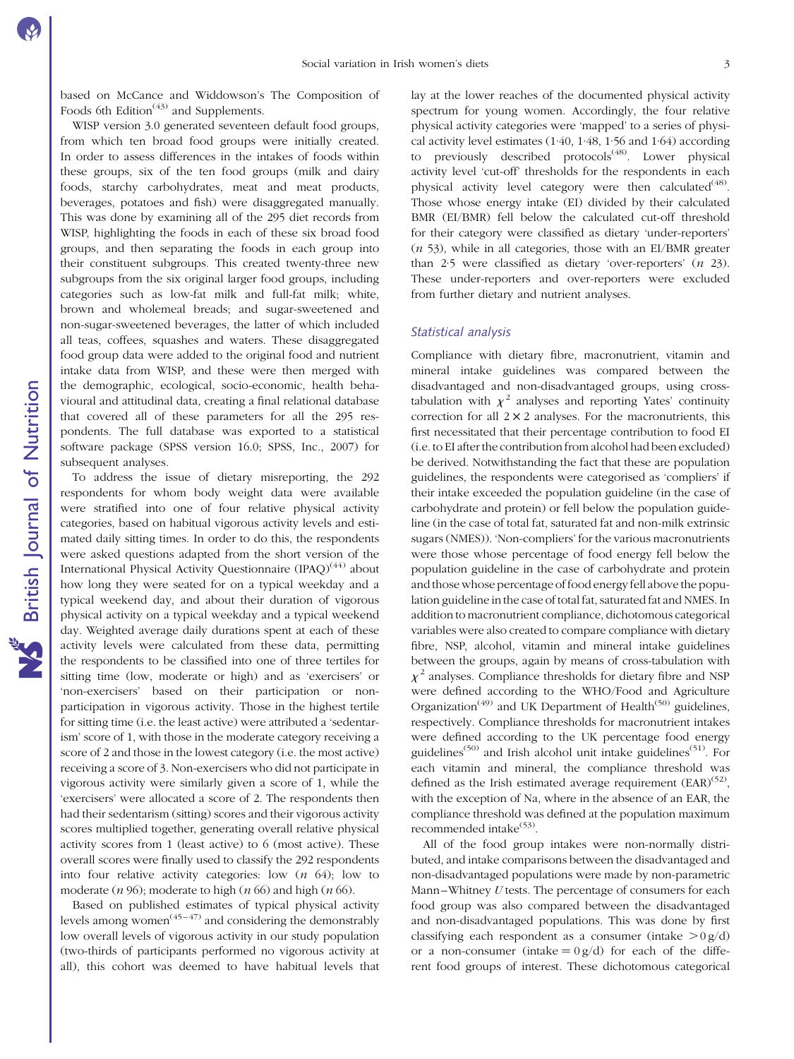based on McCance and Widdowson's The Composition of Foods 6th Edition[43] and Supplements.

WISP version 3.0 generated seventeen default food groups, from which ten broad food groups were initially created. In order to assess differences in the intakes of foods within these groups, six of the ten food groups (milk and dairy foods, starchy carbohydrates, meat and meat products, beverages, potatoes and fish) were disaggregated manually. This was done by examining all of the 295 diet records from WISP, highlighting the foods in each of these six broad food groups, and then separating the foods in each group into their constituent subgroups. This created twenty-three new subgroups from the six original larger food groups, including categories such as low-fat milk and full-fat milk; white, brown and wholemeal breads; and sugar-sweetened and non-sugar-sweetened beverages, the latter of which included all teas, coffees, squashes and waters. These disaggregated food group data were added to the original food and nutrient intake data from WISP, and these were then merged with the demographic, ecological, socio-economic, health behavioural and attitudinal data, creating a final relational database that covered all of these parameters for all the 295 respondents. The full database was exported to a statistical software package (SPSS version 16.0; SPSS, Inc., 2007) for subsequent analyses.

To address the issue of dietary misreporting, the 292 respondents for whom body weight data were available were stratified into one of four relative physical activity categories, based on habitual vigorous activity levels and estimated daily sitting times. In order to do this, the respondents were asked questions adapted from the short version of the International Physical Activity Questionnaire (IPAQ)[44] about how long they were seated for on a typical weekday and a typical weekend day, and about their duration of vigorous physical activity on a typical weekday and a typical weekend day. Weighted average daily durations spent at each of these activity levels were calculated from these data, permitting the respondents to be classified into one of three tertiles for sitting time (low, moderate or high) and as 'exercisers' or 'non-exercisers' based on their participation or non-participation in vigorous activity. Those in the highest tertile for sitting time (i.e. the least active) were attributed a 'sedentarism' score of 1, with those in the moderate category receiving a score of 2 and those in the lowest category (i.e. the most active) receiving a score of 3. Non-exercisers who did not participate in vigorous activity were similarly given a score of 1, while the 'exercisers' were allocated a score of 2. The respondents then had their sedentarism (sitting) scores and their vigorous activity scores multiplied together, generating overall relative physical activity scores from 1 (least active) to 6 (most active). These overall scores were finally used to classify the 292 respondents into four relative activity categories: low (*n* 64); low to moderate (*n* 96); moderate to high (*n* 66) and high (*n* 66).

Based on published estimates of typical physical activity levels among women[45–47] and considering the demonstrably low overall levels of vigorous activity in our study population (two-thirds of participants performed no vigorous activity at all), this cohort was deemed to have habitual levels that lay at the lower reaches of the documented physical activity spectrum for young women. Accordingly, the four relative physical activity categories were 'mapped' to a series of physical activity level estimates (1·40, 1·48, 1·56 and 1·64) according to previously described protocols[48]. Lower physical activity level 'cut-off' thresholds for the respondents in each physical activity level category were then calculated[48]. Those whose energy intake (EI) divided by their calculated BMR (EI/BMR) fell below the calculated cut-off threshold for their category were classified as dietary 'under-reporters' (*n* 53), while in all categories, those with an EI/BMR greater than 2·5 were classified as dietary 'over-reporters' (*n* 23). These under-reporters and over-reporters were excluded from further dietary and nutrient analyses.

### Statistical analysis

Compliance with dietary fibre, macronutrient, vitamin and mineral intake guidelines was compared between the disadvantaged and non-disadvantaged groups, using cross-tabulation with $\chi^2$ analyses and reporting Yates' continuity correction for all $2 \times 2$ analyses. For the macronutrients, this first necessitated that their percentage contribution to food EI (i.e. to EI after the contribution from alcohol had been excluded) be derived. Notwithstanding the fact that these are population guidelines, the respondents were categorised as 'compliers' if their intake exceeded the population guideline (in the case of carbohydrate and protein) or fell below the population guideline (in the case of total fat, saturated fat and non-milk extrinsic sugars (NMES)). 'Non-compliers' for the various macronutrients were those whose percentage of food energy fell below the population guideline in the case of carbohydrate and protein and those whose percentage of food energy fell above the population guideline in the case of total fat, saturated fat and NMES. In addition to macronutrient compliance, dichotomous categorical variables were also created to compare compliance with dietary fibre, NSP, alcohol, vitamin and mineral intake guidelines between the groups, again by means of cross-tabulation with $\chi^2$ analyses. Compliance thresholds for dietary fibre and NSP were defined according to the WHO/Food and Agriculture Organization[49] and UK Department of Health[50] guidelines, respectively. Compliance thresholds for macronutrient intakes were defined according to the UK percentage food energy guidelines[50] and Irish alcohol unit intake guidelines[51]. For each vitamin and mineral, the compliance threshold was defined as the Irish estimated average requirement (EAR)[52], with the exception of Na, where in the absence of an EAR, the compliance threshold was defined at the population maximum recommended intake[53].

All of the food group intakes were non-normally distributed, and intake comparisons between the disadvantaged and non-disadvantaged populations were made by non-parametric Mann–Whitney *U* tests. The percentage of consumers for each food group was also compared between the disadvantaged and non-disadvantaged populations. This was done by first classifying each respondent as a consumer (intake $>0$ g/d) or a non-consumer (intake $= 0$ g/d) for each of the different food groups of interest. These dichotomous categorical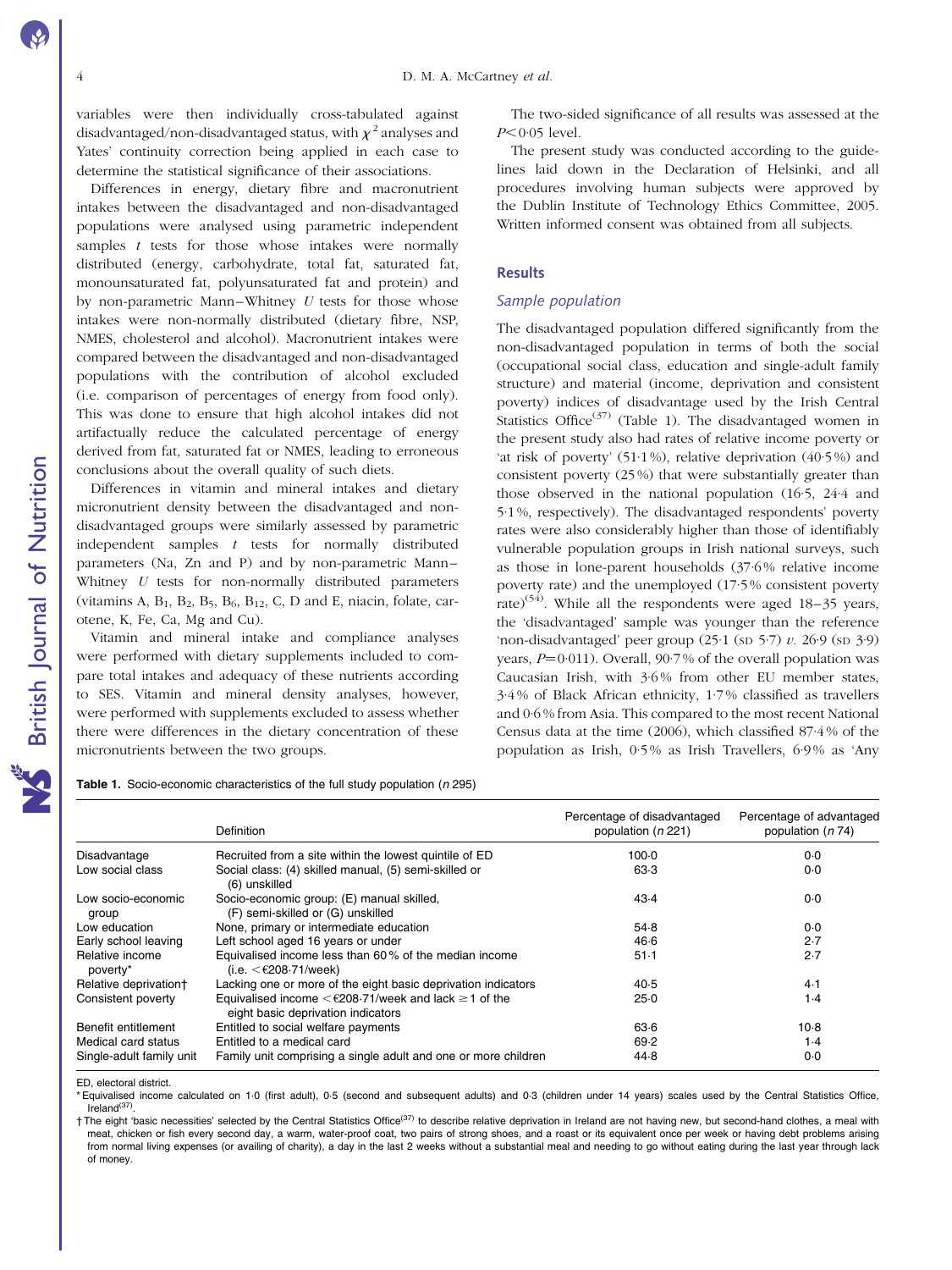variables were then individually cross-tabulated against disadvantaged/non-disadvantaged status, with $\chi^2$ analyses and Yates' continuity correction being applied in each case to determine the statistical significance of their associations.

Differences in energy, dietary fibre and macronutrient intakes between the disadvantaged and non-disadvantaged populations were analysed using parametric independent samples *t* tests for those whose intakes were normally distributed (energy, carbohydrate, total fat, saturated fat, monounsaturated fat, polyunsaturated fat and protein) and by non-parametric Mann–Whitney *U* tests for those whose intakes were non-normally distributed (dietary fibre, NSP, NMES, cholesterol and alcohol). Macronutrient intakes were compared between the disadvantaged and non-disadvantaged populations with the contribution of alcohol excluded (i.e. comparison of percentages of energy from food only). This was done to ensure that high alcohol intakes did not artifactually reduce the calculated percentage of energy derived from fat, saturated fat or NMES, leading to erroneous conclusions about the overall quality of such diets.

Differences in vitamin and mineral intakes and dietary micronutrient density between the disadvantaged and non-disadvantaged groups were similarly assessed by parametric independent samples *t* tests for normally distributed parameters (Na, Zn and P) and by non-parametric Mann–Whitney *U* tests for non-normally distributed parameters (vitamins A, $B_1$, $B_2$, $B_5$, $B_6$, $B_{12}$, C, D and E, niacin, folate, carotene, K, Fe, Ca, Mg and Cu).

Vitamin and mineral intake and compliance analyses were performed with dietary supplements included to compare total intakes and adequacy of these nutrients according to SES. Vitamin and mineral density analyses, however, were performed with supplements excluded to assess whether there were differences in the dietary concentration of these micronutrients between the two groups.

The two-sided significance of all results was assessed at the $P<0·05$ level.

The present study was conducted according to the guidelines laid down in the Declaration of Helsinki, and all procedures involving human subjects were approved by the Dublin Institute of Technology Ethics Committee, 2005. Written informed consent was obtained from all subjects.

## Results

### Sample population

The disadvantaged population differed significantly from the non-disadvantaged population in terms of both the social (occupational social class, education and single-adult family structure) and material (income, deprivation and consistent poverty) indices of disadvantage used by the Irish Central Statistics Office[37] (Table 1). The disadvantaged women in the present study also had rates of relative income poverty or 'at risk of poverty' (51·1 %), relative deprivation (40·5 %) and consistent poverty (25 %) that were substantially greater than those observed in the national population (16·5, 24·4 and 5·1 %, respectively). The disadvantaged respondents' poverty rates were also considerably higher than those of identifiably vulnerable population groups in Irish national surveys, such as those in lone-parent households (37·6 % relative income poverty rate) and the unemployed (17·5 % consistent poverty rate)[54]. While all the respondents were aged 18–35 years, the 'disadvantaged' sample was younger than the reference 'non-disadvantaged' peer group (25·1 (SD 5·7) *v.* 26·9 (SD 3·9) years, $P=0·011$). Overall, 90·7 % of the overall population was Caucasian Irish, with 3·6 % from other EU member states, 3·4 % of Black African ethnicity, 1·7 % classified as travellers and 0·6 % from Asia. This compared to the most recent National Census data at the time (2006), which classified 87·4 % of the population as Irish, 0·5 % as Irish Travellers, 6·9 % as 'Any

**Table 1.** Socio-economic characteristics of the full study population (*n* 295)

| | Definition | Percentage of disadvantaged population (*n* 221) | Percentage of advantaged population (*n* 74) |
|---|---|---|---|
| Disadvantage | Recruited from a site within the lowest quintile of ED | 100·0 | 0·0 |
| Low social class | Social class: (4) skilled manual, (5) semi-skilled or (6) unskilled | 63·3 | 0·0 |
| Low socio-economic group | Socio-economic group: (E) manual skilled, (F) semi-skilled or (G) unskilled | 43·4 | 0·0 |
| Low education | None, primary or intermediate education | 54·8 | 0·0 |
| Early school leaving | Left school aged 16 years or under | 46·6 | 2·7 |
| Relative income poverty* | Equivalised income less than 60 % of the median income (i.e. <€208·71/week) | 51·1 | 2·7 |
| Relative deprivation† | Lacking one or more of the eight basic deprivation indicators | 40·5 | 4·1 |
| Consistent poverty | Equivalised income <€208·71/week and lack ≥1 of the eight basic deprivation indicators | 25·0 | 1·4 |
| Benefit entitlement | Entitled to social welfare payments | 63·6 | 10·8 |
| Medical card status | Entitled to a medical card | 69·2 | 1·4 |
| Single-adult family unit | Family unit comprising a single adult and one or more children | 44·8 | 0·0 |

ED, electoral district.

\* Equivalised income calculated on 1·0 (first adult), 0·5 (second and subsequent adults) and 0·3 (children under 14 years) scales used by the Central Statistics Office, Ireland[37].

† The eight 'basic necessities' selected by the Central Statistics Office[37] to describe relative deprivation in Ireland are not having new, but second-hand clothes, a meal with meat, chicken or fish every second day, a warm, water-proof coat, two pairs of strong shoes, and a roast or its equivalent once per week or having debt problems arising from normal living expenses (or availing of charity), a day in the last 2 weeks without a substantial meal and needing to go without eating during the last year through lack of money.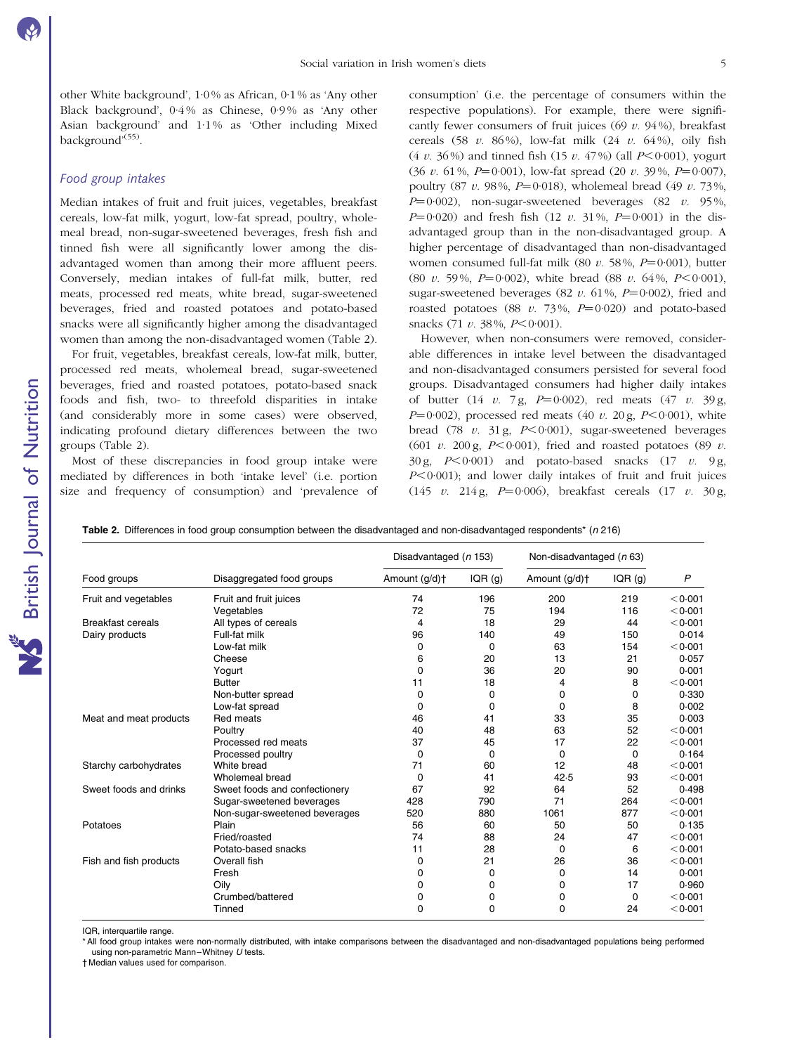other White background', 1·0% as African, 0·1% as 'Any other Black background', 0·4% as Chinese, 0·9% as 'Any other Asian background' and 1·1% as 'Other including Mixed background'[55].

### Food group intakes

Median intakes of fruit and fruit juices, vegetables, breakfast cereals, low-fat milk, yogurt, low-fat spread, poultry, wholemeal bread, non-sugar-sweetened beverages, fresh fish and tinned fish were all significantly lower among the disadvantaged women than among their more affluent peers. Conversely, median intakes of full-fat milk, butter, red meats, processed red meats, white bread, sugar-sweetened beverages, fried and roasted potatoes and potato-based snacks were all significantly higher among the disadvantaged women than among the non-disadvantaged women (Table 2).

For fruit, vegetables, breakfast cereals, low-fat milk, butter, processed red meats, wholemeal bread, sugar-sweetened beverages, fried and roasted potatoes, potato-based snack foods and fish, two- to threefold disparities in intake (and considerably more in some cases) were observed, indicating profound dietary differences between the two groups (Table 2).

Most of these discrepancies in food group intake were mediated by differences in both 'intake level' (i.e. portion size and frequency of consumption) and 'prevalence of consumption' (i.e. the percentage of consumers within the respective populations). For example, there were significantly fewer consumers of fruit juices (69 *v.* 94%), breakfast cereals (58 *v.* 86%), low-fat milk (24 *v.* 64%), oily fish (4 *v.* 36%) and tinned fish (15 *v.* 47%) (all $P<0·001$), yogurt (36 *v.* 61%, $P=0·001$), low-fat spread (20 *v.* 39%, $P=0·007$), poultry (87 *v.* 98%, $P=0·018$), wholemeal bread (49 *v.* 73%, $P=0·002$), non-sugar-sweetened beverages (82 *v.* 95%, $P=0·020$) and fresh fish (12 *v.* 31%, $P=0·001$) in the disadvantaged group than in the non-disadvantaged group. A higher percentage of disadvantaged than non-disadvantaged women consumed full-fat milk (80 *v.* 58%, $P=0·001$), butter (80 *v.* 59%, $P=0·002$), white bread (88 *v.* 64%, $P<0·001$), sugar-sweetened beverages (82 *v.* 61%, $P=0·002$), fried and roasted potatoes (88 *v.* 73%, $P=0·020$) and potato-based snacks (71 *v.* 38%, $P<0·001$).

However, when non-consumers were removed, considerable differences in intake level between the disadvantaged and non-disadvantaged consumers persisted for several food groups. Disadvantaged consumers had higher daily intakes of butter (14 *v.* 7 g, $P=0·002$), red meats (47 *v.* 39 g, $P=0·002$), processed red meats (40 *v.* 20 g, $P<0·001$), white bread (78 *v.* 31 g, $P<0·001$), sugar-sweetened beverages (601 *v.* 200 g, $P<0·001$), fried and roasted potatoes (89 *v.* 30 g, $P<0·001$) and potato-based snacks (17 *v.* 9 g, $P<0·001$); and lower daily intakes of fruit and fruit juices (145 *v.* 214 g, $P=0·006$), breakfast cereals (17 *v.* 30 g,

**Table 2.** Differences in food group consumption between the disadvantaged and non-disadvantaged respondents* (*n* 216)

| Food groups | Disaggregated food groups | Disadvantaged (*n* 153) | | Non-disadvantaged (*n* 63) | | *P* |
|---|---|---|---|---|---|---|
| | | Amount (g/d)† | IQR (g) | Amount (g/d)† | IQR (g) | |
| Fruit and vegetables | Fruit and fruit juices | 74 | 196 | 200 | 219 | <0·001 |
| | Vegetables | 72 | 75 | 194 | 116 | <0·001 |
| Breakfast cereals | All types of cereals | 4 | 18 | 29 | 44 | <0·001 |
| Dairy products | Full-fat milk | 96 | 140 | 49 | 150 | 0·014 |
| | Low-fat milk | 0 | 0 | 63 | 154 | <0·001 |
| | Cheese | 6 | 20 | 13 | 21 | 0·057 |
| | Yogurt | 0 | 36 | 20 | 90 | 0·001 |
| | Butter | 11 | 18 | 4 | 8 | <0·001 |
| | Non-butter spread | 0 | 0 | 0 | 0 | 0·330 |
| | Low-fat spread | 0 | 0 | 0 | 8 | 0·002 |
| Meat and meat products | Red meats | 46 | 41 | 33 | 35 | 0·003 |
| | Poultry | 40 | 48 | 63 | 52 | <0·001 |
| | Processed red meats | 37 | 45 | 17 | 22 | <0·001 |
| | Processed poultry | 0 | 0 | 0 | 0 | 0·164 |
| Starchy carbohydrates | White bread | 71 | 60 | 12 | 48 | <0·001 |
| | Wholemeal bread | 0 | 41 | 42·5 | 93 | <0·001 |
| Sweet foods and drinks | Sweet foods and confectionery | 67 | 92 | 64 | 52 | 0·498 |
| | Sugar-sweetened beverages | 428 | 790 | 71 | 264 | <0·001 |
| | Non-sugar-sweetened beverages | 520 | 880 | 1061 | 877 | <0·001 |
| Potatoes | Plain | 56 | 60 | 50 | 50 | 0·135 |
| | Fried/roasted | 74 | 88 | 24 | 47 | <0·001 |
| | Potato-based snacks | 11 | 28 | 0 | 6 | <0·001 |
| Fish and fish products | Overall fish | 0 | 21 | 26 | 36 | <0·001 |
| | Fresh | 0 | 0 | 0 | 14 | 0·001 |
| | Oily | 0 | 0 | 0 | 17 | 0·960 |
| | Crumbed/battered | 0 | 0 | 0 | 0 | <0·001 |
| | Tinned | 0 | 0 | 0 | 24 | <0·001 |

IQR, interquartile range.

\* All food group intakes were non-normally distributed, with intake comparisons between the disadvantaged and non-disadvantaged populations being performed using non-parametric Mann–Whitney *U* tests.

† Median values used for comparison.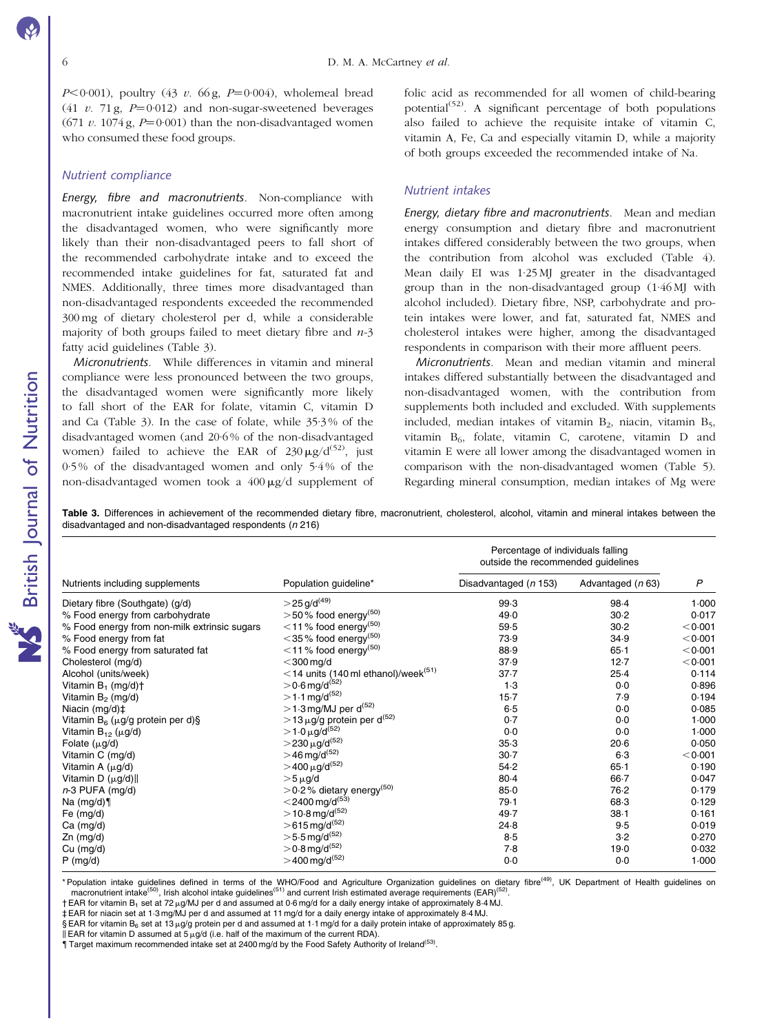$P < 0.001$), poultry (43 *v.* 66 g, $P = 0.004$), wholemeal bread (41 *v.* 71 g, $P = 0.012$) and non-sugar-sweetened beverages (671 *v.* 1074 g, $P = 0.001$) than the non-disadvantaged women who consumed these food groups.

### Nutrient compliance

*Energy, fibre and macronutrients*. Non-compliance with macronutrient intake guidelines occurred more often among the disadvantaged women, who were significantly more likely than their non-disadvantaged peers to fall short of the recommended carbohydrate intake and to exceed the recommended intake guidelines for fat, saturated fat and NMES. Additionally, three times more disadvantaged than non-disadvantaged respondents exceeded the recommended 300 mg of dietary cholesterol per d, while a considerable majority of both groups failed to meet dietary fibre and *n*-3 fatty acid guidelines (Table 3).

*Micronutrients*. While differences in vitamin and mineral compliance were less pronounced between the two groups, the disadvantaged women were significantly more likely to fall short of the EAR for folate, vitamin C, vitamin D and Ca (Table 3). In the case of folate, while 35·3 % of the disadvantaged women (and 20·6 % of the non-disadvantaged women) failed to achieve the EAR of 230 μg/d[52], just 0·5 % of the disadvantaged women and only 5·4 % of the non-disadvantaged women took a 400 μg/d supplement of folic acid as recommended for all women of child-bearing potential[52]. A significant percentage of both populations also failed to achieve the requisite intake of vitamin C, vitamin A, Fe, Ca and especially vitamin D, while a majority of both groups exceeded the recommended intake of Na.

### Nutrient intakes

*Energy, dietary fibre and macronutrients*. Mean and median energy consumption and dietary fibre and macronutrient intakes differed considerably between the two groups, when the contribution from alcohol was excluded (Table 4). Mean daily EI was 1·25 MJ greater in the disadvantaged group than in the non-disadvantaged group (1·46 MJ with alcohol included). Dietary fibre, NSP, carbohydrate and protein intakes were lower, and fat, saturated fat, NMES and cholesterol intakes were higher, among the disadvantaged respondents in comparison with their more affluent peers.

*Micronutrients*. Mean and median vitamin and mineral intakes differed substantially between the disadvantaged and non-disadvantaged women, with the contribution from supplements both included and excluded. With supplements included, median intakes of vitamin $B_2$, niacin, vitamin $B_5$, vitamin $B_6$, folate, vitamin C, carotene, vitamin D and vitamin E were all lower among the disadvantaged women in comparison with the non-disadvantaged women (Table 5). Regarding mineral consumption, median intakes of Mg were

**Table 3.** Differences in achievement of the recommended dietary fibre, macronutrient, cholesterol, alcohol, vitamin and mineral intakes between the disadvantaged and non-disadvantaged respondents (*n* 216)

| Nutrients including supplements | Population guideline* | Percentage of individuals falling outside the recommended guidelines | | *P* |
|---|---|---|---|---|
| | | Disadvantaged (*n* 153) | Advantaged (*n* 63) | |
| Dietary fibre (Southgate) (g/d) | >25 g/d[49] | 99·3 | 98·4 | 1·000 |
| % Food energy from carbohydrate | >50 % food energy[50] | 49·0 | 30·2 | 0·017 |
| % Food energy from non-milk extrinsic sugars | <11 % food energy[50] | 59·5 | 30·2 | <0·001 |
| % Food energy from fat | <35 % food energy[50] | 73·9 | 34·9 | <0·001 |
| % Food energy from saturated fat | <11 % food energy[50] | 88·9 | 65·1 | <0·001 |
| Cholesterol (mg/d) | <300 mg/d | 37·9 | 12·7 | <0·001 |
| Alcohol (units/week) | <14 units (140 ml ethanol)/week[51] | 37·7 | 25·4 | 0·114 |
| Vitamin $B_1$ (mg/d)† | >0·6 mg/d[52] | 1·3 | 0·0 | 0·896 |
| Vitamin $B_2$ (mg/d) | >1·1 mg/d[52] | 15·7 | 7·9 | 0·194 |
| Niacin (mg/d)‡ | >1·3 mg/MJ per d[52] | 6·5 | 0·0 | 0·085 |
| Vitamin $B_6$ (μg/g protein per d)§ | >13 μg/g protein per d[52] | 0·7 | 0·0 | 1·000 |
| Vitamin $B_{12}$ (μg/d) | >1·0 μg/d[52] | 0·0 | 0·0 | 1·000 |
| Folate (μg/d) | >230 μg/d[52] | 35·3 | 20·6 | 0·050 |
| Vitamin C (mg/d) | >46 mg/d[52] | 30·7 | 6·3 | <0·001 |
| Vitamin A (μg/d) | >400 μg/d[52] | 54·2 | 65·1 | 0·190 |
| Vitamin D (μg/d)‖ | >5 μg/d | 80·4 | 66·7 | 0·047 |
| *n*-3 PUFA (mg/d) | >0·2 % dietary energy[50] | 85·0 | 76·2 | 0·179 |
| Na (mg/d)¶ | <2400 mg/d[53] | 79·1 | 68·3 | 0·129 |
| Fe (mg/d) | >10·8 mg/d[52] | 49·7 | 38·1 | 0·161 |
| Ca (mg/d) | >615 mg/d[52] | 24·8 | 9·5 | 0·019 |
| Zn (mg/d) | >5·5 mg/d[52] | 8·5 | 3·2 | 0·270 |
| Cu (mg/d) | >0·8 mg/d[52] | 7·8 | 19·0 | 0·032 |
| P (mg/d) | >400 mg/d[52] | 0·0 | 0·0 | 1·000 |

\* Population intake guidelines defined in terms of the WHO/Food and Agriculture Organization guidelines on dietary fibre[49], UK Department of Health guidelines on macronutrient intake[50], Irish alcohol intake guidelines[51] and current Irish estimated average requirements (EAR)[52].
† EAR for vitamin $B_1$ set at 72 μg/MJ per d and assumed at 0·6 mg/d for a daily energy intake of approximately 8·4 MJ.
‡ EAR for niacin set at 1·3 mg/MJ per d and assumed at 11 mg/d for a daily energy intake of approximately 8·4 MJ.
§ EAR for vitamin $B_6$ set at 13 μg/g protein per d and assumed at 1·1 mg/d for a daily protein intake of approximately 85 g.
‖ EAR for vitamin D assumed at 5 μg/d (i.e. half of the maximum of the current RDA).
¶ Target maximum recommended intake set at 2400 mg/d by the Food Safety Authority of Ireland[53].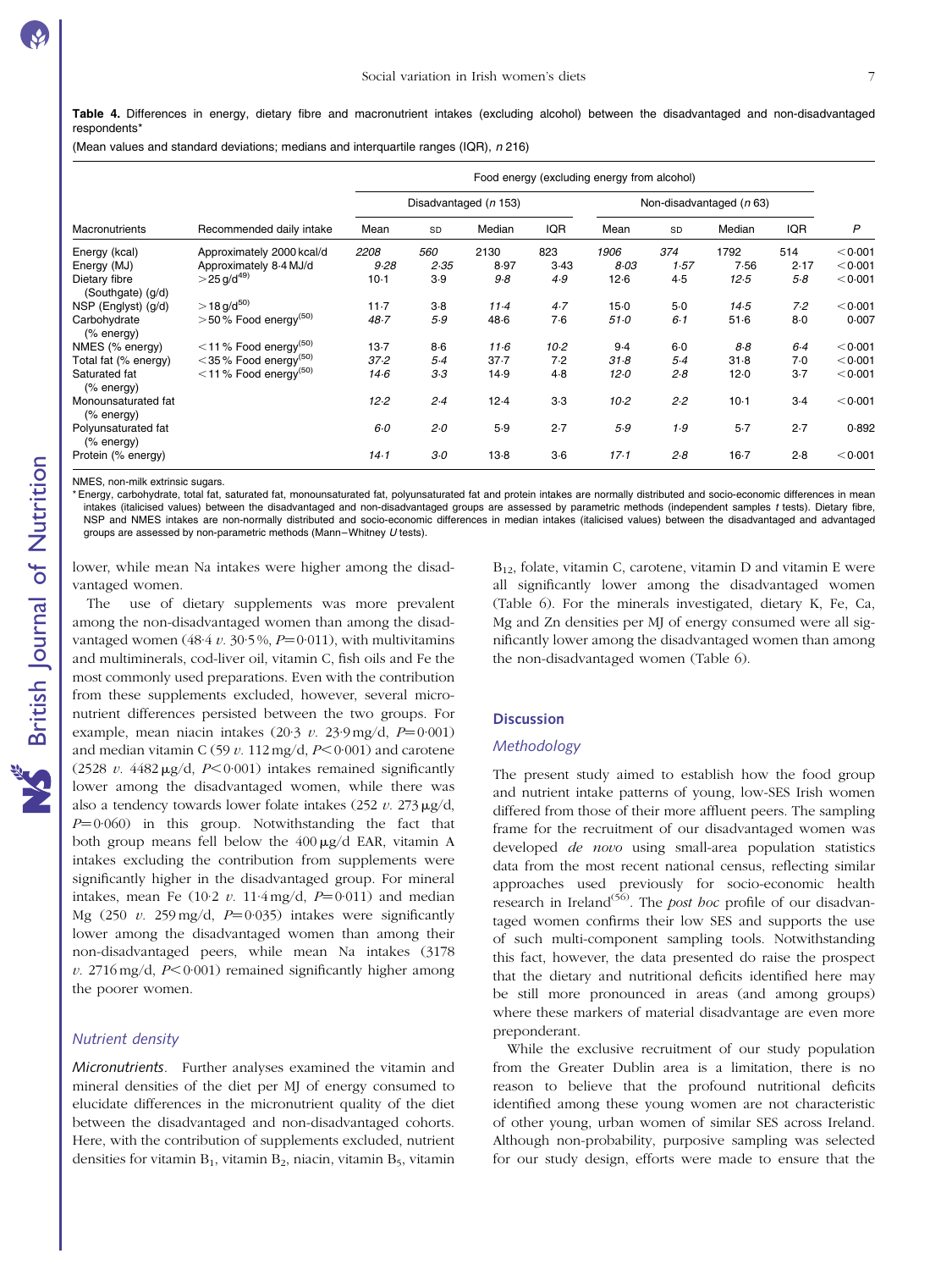**Table 4.** Differences in energy, dietary fibre and macronutrient intakes (excluding alcohol) between the disadvantaged and non-disadvantaged respondents*

(Mean values and standard deviations; medians and interquartile ranges (IQR), *n* 216)

| | | Food energy (excluding energy from alcohol) | | | | | | | | |
|---|---|---|---|---|---|---|---|---|---|---|
| | | Disadvantaged (*n* 153) | | | | Non-disadvantaged (*n* 63) | | | | |
| Macronutrients | Recommended daily intake | Mean | SD | Median | IQR | Mean | SD | Median | IQR | *P* |
| Energy (kcal) | Approximately 2000 kcal/d | *2208* | *560* | 2130 | 823 | *1906* | *374* | 1792 | 514 | <0·001 |
| Energy (MJ) | Approximately 8·4 MJ/d | *9·28* | *2·35* | 8·97 | 3·43 | *8·03* | *1·57* | 7·56 | 2·17 | <0·001 |
| Dietary fibre (Southgate) (g/d) | >25 g/d[49] | 10·1 | 3·9 | *9·8* | *4·9* | 12·6 | 4·5 | *12·5* | *5·8* | <0·001 |
| NSP (Englyst) (g/d) | >18 g/d[50] | 11·7 | 3·8 | *11·4* | *4·7* | 15·0 | 5·0 | *14·5* | *7·2* | <0·001 |
| Carbohydrate (% energy) | >50 % Food energy[50] | *48·7* | *5·9* | 48·6 | 7·6 | *51·0* | *6·1* | 51·6 | 8·0 | 0·007 |
| NMES (% energy) | <11 % Food energy[50] | 13·7 | 8·6 | *11·6* | *10·2* | 9·4 | 6·0 | *8·8* | *6·4* | <0·001 |
| Total fat (% energy) | <35 % Food energy[50] | *37·2* | *5·4* | 37·7 | 7·2 | *31·8* | *5·4* | 31·8 | 7·0 | <0·001 |
| Saturated fat (% energy) | <11 % Food energy[50] | *14·6* | *3·3* | 14·9 | 4·8 | *12·0* | *2·8* | 12·0 | 3·7 | <0·001 |
| Monounsaturated fat (% energy) | | *12·2* | *2·4* | 12·4 | 3·3 | *10·2* | *2·2* | 10·1 | 3·4 | <0·001 |
| Polyunsaturated fat (% energy) | | *6·0* | *2·0* | 5·9 | 2·7 | *5·9* | *1·9* | 5·7 | 2·7 | 0·892 |
| Protein (% energy) | | *14·1* | *3·0* | 13·8 | 3·6 | *17·1* | *2·8* | 16·7 | 2·8 | <0·001 |

NMES, non-milk extrinsic sugars.

\* Energy, carbohydrate, total fat, saturated fat, monounsaturated fat, polyunsaturated fat and protein intakes are normally distributed and socio-economic differences in mean intakes (italicised values) between the disadvantaged and non-disadvantaged groups are assessed by parametric methods (independent samples *t* tests). Dietary fibre, NSP and NMES intakes are non-normally distributed and socio-economic differences in median intakes (italicised values) between the disadvantaged and advantaged groups are assessed by non-parametric methods (Mann–Whitney *U* tests).

lower, while mean Na intakes were higher among the disadvantaged women.

The use of dietary supplements was more prevalent among the non-disadvantaged women than among the disadvantaged women (48·4 *v.* 30·5 %, $P=0·011$), with multivitamins and multiminerals, cod-liver oil, vitamin C, fish oils and Fe the most commonly used preparations. Even with the contribution from these supplements excluded, however, several micronutrient differences persisted between the two groups. For example, mean niacin intakes (20·3 *v.* 23·9 mg/d, $P=0·001$) and median vitamin C (59 *v.* 112 mg/d, $P<0·001$) and carotene (2528 *v.* 4482 μg/d, $P<0·001$) intakes remained significantly lower among the disadvantaged women, while there was also a tendency towards lower folate intakes (252 *v.* 273 μg/d, $P=0·060$) in this group. Notwithstanding the fact that both group means fell below the 400 μg/d EAR, vitamin A intakes excluding the contribution from supplements were significantly higher in the disadvantaged group. For mineral intakes, mean Fe (10·2 *v.* 11·4 mg/d, $P=0·011$) and median Mg (250 *v.* 259 mg/d, $P=0·035$) intakes were significantly lower among the disadvantaged women than among their non-disadvantaged peers, while mean Na intakes (3178 *v.* 2716 mg/d, $P<0·001$) remained significantly higher among the poorer women.

### Nutrient density

*Micronutrients*. Further analyses examined the vitamin and mineral densities of the diet per MJ of energy consumed to elucidate differences in the micronutrient quality of the diet between the disadvantaged and non-disadvantaged cohorts. Here, with the contribution of supplements excluded, nutrient densities for vitamin $B_1$, vitamin $B_2$, niacin, vitamin $B_5$, vitamin $B_{12}$, folate, vitamin C, carotene, vitamin D and vitamin E were all significantly lower among the disadvantaged women (Table 6). For the minerals investigated, dietary K, Fe, Ca, Mg and Zn densities per MJ of energy consumed were all significantly lower among the disadvantaged women than among the non-disadvantaged women (Table 6).

## Discussion

### Methodology

The present study aimed to establish how the food group and nutrient intake patterns of young, low-SES Irish women differed from those of their more affluent peers. The sampling frame for the recruitment of our disadvantaged women was developed *de novo* using small-area population statistics data from the most recent national census, reflecting similar approaches used previously for socio-economic health research in Ireland[56]. The *post hoc* profile of our disadvantaged women confirms their low SES and supports the use of such multi-component sampling tools. Notwithstanding this fact, however, the data presented do raise the prospect that the dietary and nutritional deficits identified here may be still more pronounced in areas (and among groups) where these markers of material disadvantage are even more preponderant.

While the exclusive recruitment of our study population from the Greater Dublin area is a limitation, there is no reason to believe that the profound nutritional deficits identified among these young women are not characteristic of other young, urban women of similar SES across Ireland. Although non-probability, purposive sampling was selected for our study design, efforts were made to ensure that the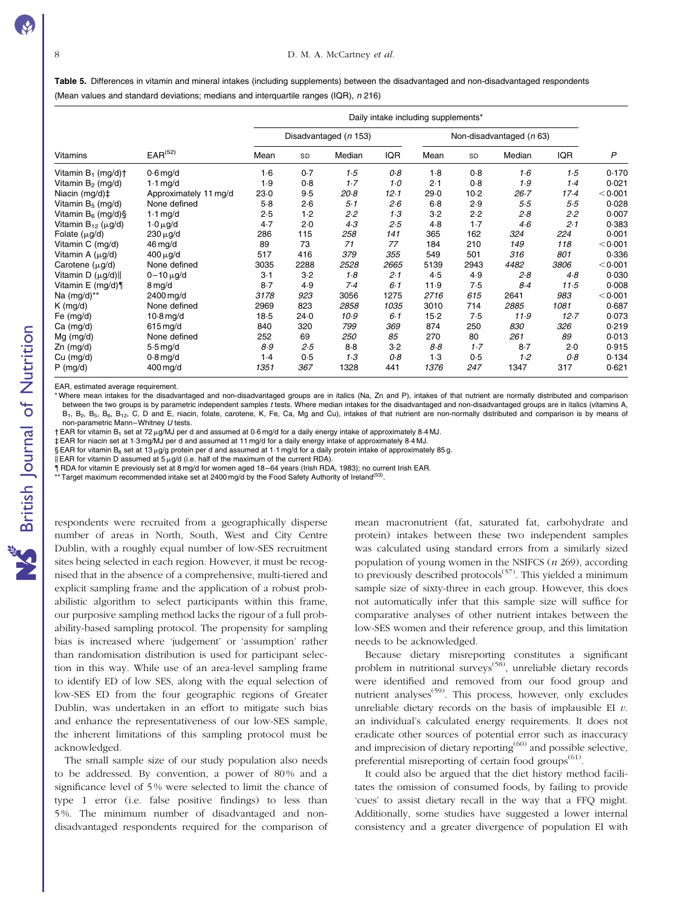**Table 5.** Differences in vitamin and mineral intakes (including supplements) between the disadvantaged and non-disadvantaged respondents

(Mean values and standard deviations; medians and interquartile ranges (IQR), *n* 216)

| | | Daily intake including supplements* | | | | | | | | |
|---|---|---|---|---|---|---|---|---|---|---|
| | | Disadvantaged (*n* 153) | | | | Non-disadvantaged (*n* 63) | | | | |
| Vitamins | EAR[52] | Mean | SD | Median | IQR | Mean | SD | Median | IQR | *P* |
| Vitamin $B_1$ (mg/d)† | 0·6 mg/d | 1·6 | 0·7 | *1·5* | *0·8* | 1·8 | 0·8 | *1·6* | *1·5* | 0·170 |
| Vitamin $B_2$ (mg/d) | 1·1 mg/d | 1·9 | 0·8 | *1·7* | *1·0* | 2·1 | 0·8 | *1·9* | *1·4* | 0·021 |
| Niacin (mg/d)‡ | Approximately 11 mg/d | 23·0 | 9·5 | *20·8* | *12·1* | 29·0 | 10·2 | *26·7* | *17·4* | <0·001 |
| Vitamin $B_5$ (mg/d) | None defined | 5·8 | 2·6 | *5·1* | *2·6* | 6·8 | 2·9 | *5·5* | *5·5* | 0·028 |
| Vitamin $B_6$ (mg/d)§ | 1·1 mg/d | 2·5 | 1·2 | *2·2* | *1·3* | 3·2 | 2·2 | *2·8* | *2·2* | 0·007 |
| Vitamin $B_{12}$ (μg/d) | 1·0 μg/d | 4·7 | 2·0 | *4·3* | *2·5* | 4·8 | 1·7 | *4·6* | *2·1* | 0·383 |
| Folate (μg/d) | 230 μg/d | 286 | 115 | *258* | *141* | 365 | 162 | *324* | *224* | 0·001 |
| Vitamin C (mg/d) | 46 mg/d | 89 | 73 | *71* | *77* | 184 | 210 | *149* | *118* | <0·001 |
| Vitamin A (μg/d) | 400 μg/d | 517 | 416 | *379* | *355* | 549 | 501 | *316* | *801* | 0·336 |
| Carotene (μg/d) | None defined | 3035 | 2288 | *2528* | *2665* | 5139 | 2943 | *4482* | *3806* | <0·001 |
| Vitamin D (μg/d)‖ | 0–10 μg/d | 3·1 | 3·2 | *1·8* | *2·1* | 4·5 | 4·9 | *2·8* | *4·8* | 0·030 |
| Vitamin E (mg/d)¶ | 8 mg/d | 8·7 | 4·9 | *7·4* | *6·1* | 11·9 | 7·5 | *8·4* | *11·5* | 0·008 |
| Na (mg/d)** | 2400 mg/d | *3178* | *923* | 3056 | 1275 | *2716* | *615* | 2641 | 983 | <0·001 |
| K (mg/d) | None defined | 2969 | 823 | *2858* | *1035* | 3010 | 714 | *2885* | *1081* | 0·687 |
| Fe (mg/d) | 10·8 mg/d | 18·5 | 24·0 | *10·9* | *6·1* | 15·2 | 7·5 | *11·9* | *12·7* | 0·073 |
| Ca (mg/d) | 615 mg/d | 840 | 320 | *799* | *369* | 874 | 250 | *830* | *326* | 0·219 |
| Mg (mg/d) | None defined | 252 | 69 | *250* | *85* | 270 | 80 | *261* | *89* | 0·013 |
| Zn (mg/d) | 5·5 mg/d | *8·9* | *2·5* | 8·8 | 3·2 | *8·8* | *1·7* | 8·7 | 2·0 | 0·915 |
| Cu (mg/d) | 0·8 mg/d | 1·4 | 0·5 | *1·3* | *0·8* | 1·3 | 0·5 | *1·2* | *0·8* | 0·134 |
| P (mg/d) | 400 mg/d | *1351* | *367* | 1328 | 441 | *1376* | *247* | 1347 | 317 | 0·621 |

EAR, estimated average requirement.

\* Where mean intakes for the disadvantaged and non-disadvantaged groups are in italics (Na, Zn and P), intakes of that nutrient are normally distributed and comparison between the two groups is by parametric independent samples *t* tests. Where median intakes for the disadvantaged and non-disadvantaged groups are in italics (vitamins A, $B_1$, $B_2$, $B_5$, $B_6$, $B_{12}$, C, D and E, niacin, folate, carotene, K, Fe, Ca, Mg and Cu), intakes of that nutrient are non-normally distributed and comparison is by means of non-parametric Mann–Whitney *U* tests.

† EAR for vitamin $B_1$ set at 72 μg/MJ per d and assumed at 0·6 mg/d for a daily energy intake of approximately 8·4 MJ.

‡ EAR for niacin set at 1·3 mg/MJ per d and assumed at 11 mg/d for a daily energy intake of approximately 8·4 MJ.

§ EAR for vitamin $B_6$ set at 13 μg/g protein per d and assumed at 1·1 mg/d for a daily protein intake of approximately 85 g.

‖ EAR for vitamin D assumed at 5 μg/d (i.e. half of the maximum of the current RDA).

¶ RDA for vitamin E previously set at 8 mg/d for women aged 18–64 years (Irish RDA, 1983); no current Irish EAR.

\** Target maximum recommended intake set at 2400 mg/d by the Food Safety Authority of Ireland[53].

respondents were recruited from a geographically disperse number of areas in North, South, West and City Centre Dublin, with a roughly equal number of low-SES recruitment sites being selected in each region. However, it must be recognised that in the absence of a comprehensive, multi-tiered and explicit sampling frame and the application of a robust probabilistic algorithm to select participants within this frame, our purposive sampling method lacks the rigour of a full probability-based sampling protocol. The propensity for sampling bias is increased where 'judgement' or 'assumption' rather than randomisation distribution is used for participant selection in this way. While use of an area-level sampling frame to identify ED of low SES, along with the equal selection of low-SES ED from the four geographic regions of Greater Dublin, was undertaken in an effort to mitigate such bias and enhance the representativeness of our low-SES sample, the inherent limitations of this sampling protocol must be acknowledged.

The small sample size of our study population also needs to be addressed. By convention, a power of 80 % and a significance level of 5 % were selected to limit the chance of type 1 error (i.e. false positive findings) to less than 5 %. The minimum number of disadvantaged and non-disadvantaged respondents required for the comparison of mean macronutrient (fat, saturated fat, carbohydrate and protein) intakes between these two independent samples was calculated using standard errors from a similarly sized population of young women in the NSIFCS (*n* 269), according to previously described protocols[57]. This yielded a minimum sample size of sixty-three in each group. However, this does not automatically infer that this sample size will suffice for comparative analyses of other nutrient intakes between the low-SES women and their reference group, and this limitation needs to be acknowledged.

Because dietary misreporting constitutes a significant problem in nutritional surveys[58], unreliable dietary records were identified and removed from our food group and nutrient analyses[59]. This process, however, only excludes unreliable dietary records on the basis of implausible EI *v.* an individual's calculated energy requirements. It does not eradicate other sources of potential error such as inaccuracy and imprecision of dietary reporting[60] and possible selective, preferential misreporting of certain food groups[61].

It could also be argued that the diet history method facilitates the omission of consumed foods, by failing to provide 'cues' to assist dietary recall in the way that a FFQ might. Additionally, some studies have suggested a lower internal consistency and a greater divergence of population EI with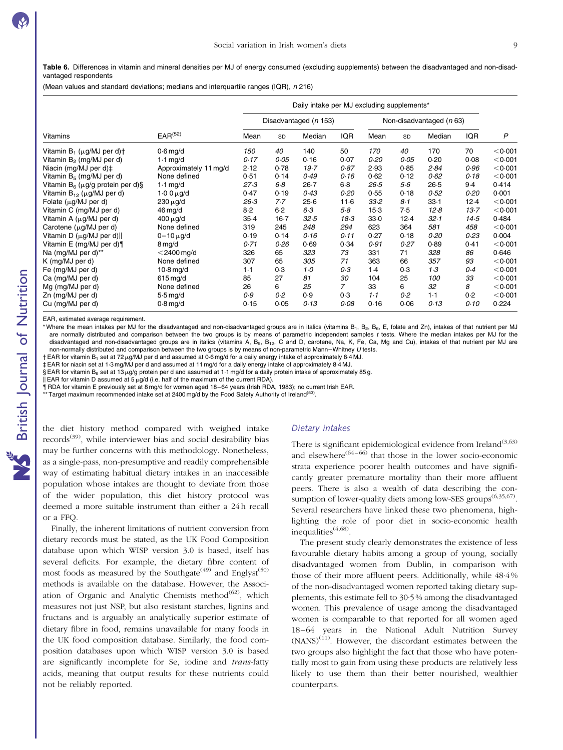**Table 6.** Differences in vitamin and mineral densities per MJ of energy consumed (excluding supplements) between the disadvantaged and non-disadvantaged respondents

(Mean values and standard deviations; medians and interquartile ranges (IQR), *n* 216)

| | | Daily intake per MJ excluding supplements* | | | | | | | | |
|---|---|---|---|---|---|---|---|---|---|---|
| | | Disadvantaged (*n* 153) | | | | Non-disadvantaged (*n* 63) | | | | |
| Vitamins | EAR[52] | Mean | SD | Median | IQR | Mean | SD | Median | IQR | *P* |
| Vitamin $B_1$ (μg/MJ per d)† | 0·6 mg/d | *150* | *40* | 140 | 50 | *170* | *40* | 170 | 70 | <0·001 |
| Vitamin $B_2$ (mg/MJ per d) | 1·1 mg/d | *0·17* | *0·05* | 0·16 | 0·07 | *0·20* | *0·05* | 0·20 | 0·08 | <0·001 |
| Niacin (mg/MJ per d)‡ | Approximately 11 mg/d | 2·12 | 0·78 | *19·7* | *0·87* | 2·93 | 0·85 | *2·84* | *0·96* | <0·001 |
| Vitamin $B_5$ (mg/MJ per d) | None defined | 0·51 | 0·14 | *0·49* | *0·16* | 0·62 | 0·12 | *0·62* | *0·18* | <0·001 |
| Vitamin $B_6$ (μg/g protein per d)§ | 1·1 mg/d | *27·3* | *6·8* | 26·7 | 6·8 | *26·5* | *5·6* | 26·5 | 9·4 | 0·414 |
| Vitamin $B_{12}$ (μg/MJ per d) | 1·0 0 μg/d | 0·47 | 0·19 | *0·43* | *0·20* | 0·55 | 0·18 | *0·52* | *0·20* | 0·001 |
| Folate (μg/MJ per d) | 230 μg/d | *26·3* | *7·7* | 25·6 | 11·6 | *33·2* | *8·1* | 33·1 | 12·4 | <0·001 |
| Vitamin C (mg/MJ per d) | 46 mg/d | 8·2 | 6·2 | *6·3* | *5·8* | 15·3 | 7·5 | *12·8* | *13·7* | <0·001 |
| Vitamin A (μg/MJ per d) | 400 μg/d | 35·4 | 16·7 | *32·5* | *18·3* | 33·0 | 12·4 | *32·1* | *14·5* | 0·484 |
| Carotene (μg/MJ per d) | None defined | 319 | 245 | *248* | *294* | 623 | 364 | *581* | *458* | <0·001 |
| Vitamin D (μg/MJ per d)‖ | 0–10 μg/d | 0·19 | 0·14 | *0·16* | *0·11* | 0·27 | 0·18 | *0·20* | *0·23* | 0·004 |
| Vitamin E (mg/MJ per d)¶ | 8 mg/d | *0·71* | *0·26* | 0·69 | 0·34 | *0·91* | *0·27* | 0·89 | 0·41 | <0·001 |
| Na (mg/MJ per d)** | <2400 mg/d | 326 | 65 | *323* | *73* | 331 | 71 | *328* | *86* | 0·646 |
| K (mg/MJ per d) | None defined | 307 | 65 | *305* | *71* | 363 | 66 | *357* | *93* | <0·001 |
| Fe (mg/MJ per d) | 10·8 mg/d | 1·1 | 0·3 | *1·0* | *0·3* | 1·4 | 0·3 | *1·3* | *0·4* | <0·001 |
| Ca (mg/MJ per d) | 615 mg/d | 85 | 27 | *81* | *30* | 104 | 25 | *100* | *33* | <0·001 |
| Mg (mg/MJ per d) | None defined | 26 | 6 | *25* | *7* | 33 | 6 | *32* | *8* | <0·001 |
| Zn (mg/MJ per d) | 5·5 mg/d | *0·9* | *0·2* | 0·9 | 0·3 | *1·1* | *0·2* | 1·1 | 0·2 | <0·001 |
| Cu (mg/MJ per d) | 0·8 mg/d | 0·15 | 0·05 | *0·13* | *0·08* | 0·16 | 0·06 | *0·13* | *0·10* | 0·224 |

EAR, estimated average requirement.

\* Where the mean intakes per MJ for the disadvantaged and non-disadvantaged groups are in italics (vitamins $B_1$, $B_2$, $B_6$, E, folate and Zn), intakes of that nutrient per MJ are normally distributed and comparison between the two groups is by means of parametric independent samples *t* tests. Where the median intakes per MJ for the disadvantaged and non-disadvantaged groups are in italics (vitamins A, $B_5$, $B_{12}$, C and D, carotene, Na, K, Fe, Ca, Mg and Cu), intakes of that nutrient per MJ are non-normally distributed and comparison between the two groups is by means of non-parametric Mann–Whitney *U* tests.

† EAR for vitamin $B_1$ set at 72 μg/MJ per d and assumed at 0·6 mg/d for a daily energy intake of approximately 8·4 MJ.

‡ EAR for niacin set at 1·3 mg/MJ per d and assumed at 11 mg/d for a daily energy intake of approximately 8·4 MJ.

§ EAR for vitamin $B_6$ set at 13 μg/g protein per d and assumed at 1·1 mg/d for a daily protein intake of approximately 85 g.

‖ EAR for vitamin D assumed at 5 μg/d (i.e. half of the maximum of the current RDA).

¶ RDA for vitamin E previously set at 8 mg/d for women aged 18–64 years (Irish RDA, 1983); no current Irish EAR.

** Target maximum recommended intake set at 2400 mg/d by the Food Safety Authority of Ireland[53].

the diet history method compared with weighed intake records[39], while interviewer bias and social desirability bias may be further concerns with this methodology. Nonetheless, as a single-pass, non-presumptive and readily comprehensible way of estimating habitual dietary intakes in an inaccessible population whose intakes are thought to deviate from those of the wider population, this diet history protocol was deemed a more suitable instrument than either a 24 h recall or a FFQ.

Finally, the inherent limitations of nutrient conversion from dietary records must be stated, as the UK Food Composition database upon which WISP version 3.0 is based, itself has several deficits. For example, the dietary fibre content of most foods as measured by the Southgate[49] and Englyst[50] methods is available on the database. However, the Association of Organic and Analytic Chemists method[62], which measures not just NSP, but also resistant starches, lignins and fructans and is arguably an analytically superior estimate of dietary fibre in food, remains unavailable for many foods in the UK food composition database. Similarly, the food composition databases upon which WISP version 3.0 is based are significantly incomplete for Se, iodine and *trans*-fatty acids, meaning that output results for these nutrients could not be reliably reported.

### *Dietary intakes*

There is significant epidemiological evidence from Ireland[3,63] and elsewhere[64–66] that those in the lower socio-economic strata experience poorer health outcomes and have significantly greater premature mortality than their more affluent peers. There is also a wealth of data describing the consumption of lower-quality diets among low-SES groups[6,35,67]. Several researchers have linked these two phenomena, highlighting the role of poor diet in socio-economic health inequalities[4,68].

The present study clearly demonstrates the existence of less favourable dietary habits among a group of young, socially disadvantaged women from Dublin, in comparison with those of their more affluent peers. Additionally, while 48·4 % of the non-disadvantaged women reported taking dietary supplements, this estimate fell to 30·5 % among the disadvantaged women. This prevalence of usage among the disadvantaged women is comparable to that reported for all women aged 18–64 years in the National Adult Nutrition Survey (NANS)[11]. However, the discordant estimates between the two groups also highlight the fact that those who have potentially most to gain from using these products are relatively less likely to use them than their better nourished, wealthier counterparts.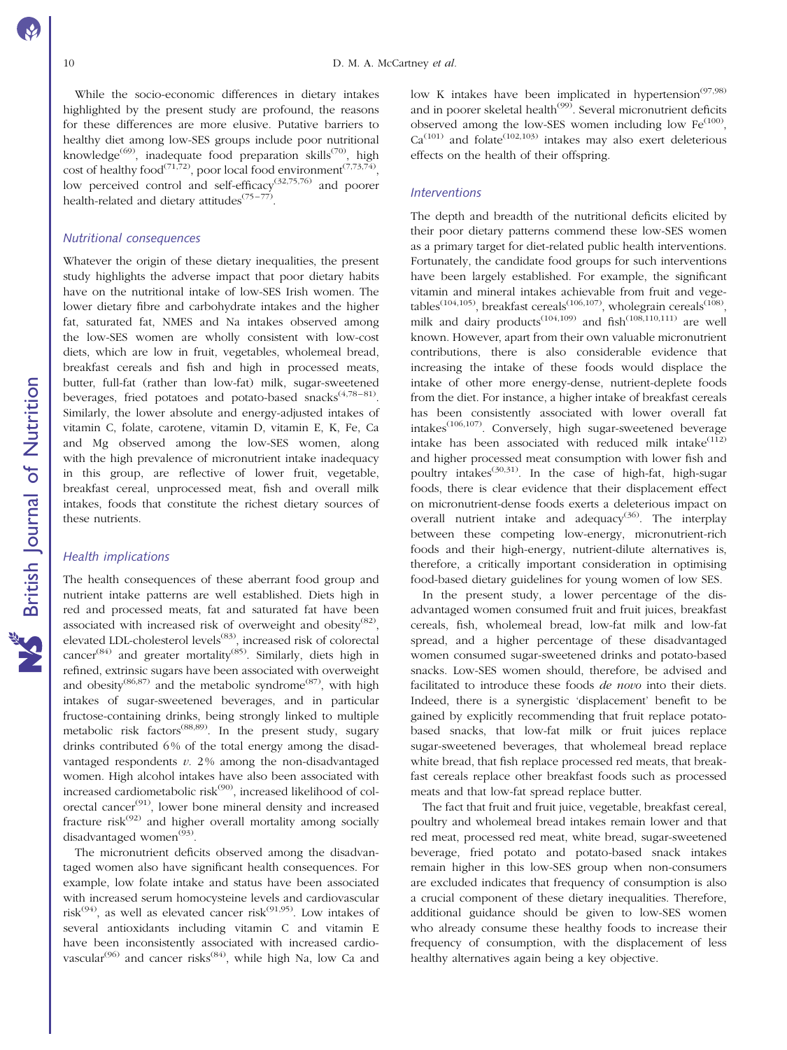While the socio-economic differences in dietary intakes highlighted by the present study are profound, the reasons for these differences are more elusive. Putative barriers to healthy diet among low-SES groups include poor nutritional knowledge[69], inadequate food preparation skills[70], high cost of healthy food[71,72], poor local food environment[7,73,74], low perceived control and self-efficacy[32,75,76] and poorer health-related and dietary attitudes[75–77].

### Nutritional consequences

Whatever the origin of these dietary inequalities, the present study highlights the adverse impact that poor dietary habits have on the nutritional intake of low-SES Irish women. The lower dietary fibre and carbohydrate intakes and the higher fat, saturated fat, NMES and Na intakes observed among the low-SES women are wholly consistent with low-cost diets, which are low in fruit, vegetables, wholemeal bread, breakfast cereals and fish and high in processed meats, butter, full-fat (rather than low-fat) milk, sugar-sweetened beverages, fried potatoes and potato-based snacks[4,78–81]. Similarly, the lower absolute and energy-adjusted intakes of vitamin C, folate, carotene, vitamin D, vitamin E, K, Fe, Ca and Mg observed among the low-SES women, along with the high prevalence of micronutrient intake inadequacy in this group, are reflective of lower fruit, vegetable, breakfast cereal, unprocessed meat, fish and overall milk intakes, foods that constitute the richest dietary sources of these nutrients.

### Health implications

The health consequences of these aberrant food group and nutrient intake patterns are well established. Diets high in red and processed meats, fat and saturated fat have been associated with increased risk of overweight and obesity[82], elevated LDL-cholesterol levels[83], increased risk of colorectal cancer[84] and greater mortality[85]. Similarly, diets high in refined, extrinsic sugars have been associated with overweight and obesity[86,87] and the metabolic syndrome[87], with high intakes of sugar-sweetened beverages, and in particular fructose-containing drinks, being strongly linked to multiple metabolic risk factors[88,89]. In the present study, sugary drinks contributed 6 % of the total energy among the disadvantaged respondents *v.* 2 % among the non-disadvantaged women. High alcohol intakes have also been associated with increased cardiometabolic risk[90], increased likelihood of colorectal cancer[91], lower bone mineral density and increased fracture risk[92] and higher overall mortality among socially disadvantaged women[93].

The micronutrient deficits observed among the disadvantaged women also have significant health consequences. For example, low folate intake and status have been associated with increased serum homocysteine levels and cardiovascular risk[94], as well as elevated cancer risk[91,95]. Low intakes of several antioxidants including vitamin C and vitamin E have been inconsistently associated with increased cardiovascular[96] and cancer risks[84], while high Na, low Ca and low K intakes have been implicated in hypertension[97,98] and in poorer skeletal health[99]. Several micronutrient deficits observed among the low-SES women including low Fe[100], Ca[101] and folate[102,103] intakes may also exert deleterious effects on the health of their offspring.

### Interventions

The depth and breadth of the nutritional deficits elicited by their poor dietary patterns commend these low-SES women as a primary target for diet-related public health interventions. Fortunately, the candidate food groups for such interventions have been largely established. For example, the significant vitamin and mineral intakes achievable from fruit and vegetables[104,105], breakfast cereals[106,107], wholegrain cereals[108], milk and dairy products[104,109] and fish[108,110,111] are well known. However, apart from their own valuable micronutrient contributions, there is also considerable evidence that increasing the intake of these foods would displace the intake of other more energy-dense, nutrient-deplete foods from the diet. For instance, a higher intake of breakfast cereals has been consistently associated with lower overall fat intakes[106,107]. Conversely, high sugar-sweetened beverage intake has been associated with reduced milk intake[112] and higher processed meat consumption with lower fish and poultry intakes[30,31]. In the case of high-fat, high-sugar foods, there is clear evidence that their displacement effect on micronutrient-dense foods exerts a deleterious impact on overall nutrient intake and adequacy[36]. The interplay between these competing low-energy, micronutrient-rich foods and their high-energy, nutrient-dilute alternatives is, therefore, a critically important consideration in optimising food-based dietary guidelines for young women of low SES.

In the present study, a lower percentage of the disadvantaged women consumed fruit and fruit juices, breakfast cereals, fish, wholemeal bread, low-fat milk and low-fat spread, and a higher percentage of these disadvantaged women consumed sugar-sweetened drinks and potato-based snacks. Low-SES women should, therefore, be advised and facilitated to introduce these foods *de novo* into their diets. Indeed, there is a synergistic 'displacement' benefit to be gained by explicitly recommending that fruit replace potato-based snacks, that low-fat milk or fruit juices replace sugar-sweetened beverages, that wholemeal bread replace white bread, that fish replace processed red meats, that breakfast cereals replace other breakfast foods such as processed meats and that low-fat spread replace butter.

The fact that fruit and fruit juice, vegetable, breakfast cereal, poultry and wholemeal bread intakes remain lower and that red meat, processed red meat, white bread, sugar-sweetened beverage, fried potato and potato-based snack intakes remain higher in this low-SES group when non-consumers are excluded indicates that frequency of consumption is also a crucial component of these dietary inequalities. Therefore, additional guidance should be given to low-SES women who already consume these healthy foods to increase their frequency of consumption, with the displacement of less healthy alternatives again being a key objective.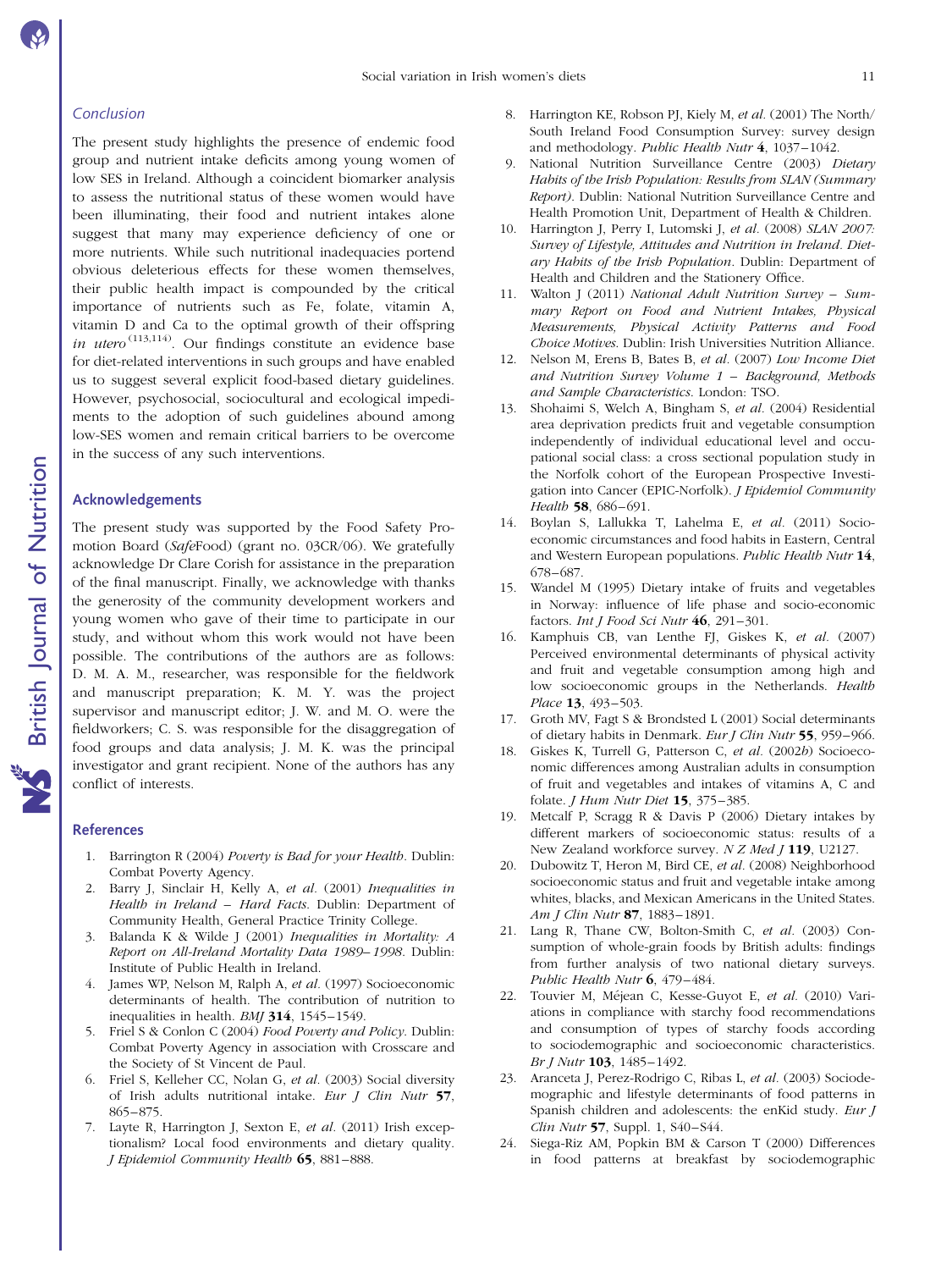## Conclusion

The present study highlights the presence of endemic food group and nutrient intake deficits among young women of low SES in Ireland. Although a coincident biomarker analysis to assess the nutritional status of these women would have been illuminating, their food and nutrient intakes alone suggest that many may experience deficiency of one or more nutrients. While such nutritional inadequacies portend obvious deleterious effects for these women themselves, their public health impact is compounded by the critical importance of nutrients such as Fe, folate, vitamin A, vitamin D and Ca to the optimal growth of their offspring *in utero*[113,114]. Our findings constitute an evidence base for diet-related interventions in such groups and have enabled us to suggest several explicit food-based dietary guidelines. However, psychosocial, sociocultural and ecological impediments to the adoption of such guidelines abound among low-SES women and remain critical barriers to be overcome in the success of any such interventions.

## Acknowledgements

The present study was supported by the Food Safety Promotion Board (*Safe*Food) (grant no. 03CR/06). We gratefully acknowledge Dr Clare Corish for assistance in the preparation of the final manuscript. Finally, we acknowledge with thanks the generosity of the community development workers and young women who gave of their time to participate in our study, and without whom this work would not have been possible. The contributions of the authors are as follows: D. M. A. M., researcher, was responsible for the fieldwork and manuscript preparation; K. M. Y. was the project supervisor and manuscript editor; J. W. and M. O. were the fieldworkers; C. S. was responsible for the disaggregation of food groups and data analysis; J. M. K. was the principal investigator and grant recipient. None of the authors has any conflict of interests.

## References

1. Barrington R (2004) *Poverty is Bad for your Health*. Dublin: Combat Poverty Agency.
2. Barry J, Sinclair H, Kelly A, *et al.* (2001) *Inequalities in Health in Ireland – Hard Facts*. Dublin: Department of Community Health, General Practice Trinity College.
3. Balanda K & Wilde J (2001) *Inequalities in Mortality: A Report on All-Ireland Mortality Data 1989–1998*. Dublin: Institute of Public Health in Ireland.
4. James WP, Nelson M, Ralph A, *et al.* (1997) Socioeconomic determinants of health. The contribution of nutrition to inequalities in health. *BMJ* **314**, 1545–1549.
5. Friel S & Conlon C (2004) *Food Poverty and Policy*. Dublin: Combat Poverty Agency in association with Crosscare and the Society of St Vincent de Paul.
6. Friel S, Kelleher CC, Nolan G, *et al.* (2003) Social diversity of Irish adults nutritional intake. *Eur J Clin Nutr* **57**, 865–875.
7. Layte R, Harrington J, Sexton E, *et al.* (2011) Irish exceptionalism? Local food environments and dietary quality. *J Epidemiol Community Health* **65**, 881–888.
8. Harrington KE, Robson PJ, Kiely M, *et al.* (2001) The North/South Ireland Food Consumption Survey: survey design and methodology. *Public Health Nutr* **4**, 1037–1042.
9. National Nutrition Surveillance Centre (2003) *Dietary Habits of the Irish Population: Results from SLAN (Summary Report)*. Dublin: National Nutrition Surveillance Centre and Health Promotion Unit, Department of Health & Children.
10. Harrington J, Perry I, Lutomski J, *et al.* (2008) *SLAN 2007: Survey of Lifestyle, Attitudes and Nutrition in Ireland. Dietary Habits of the Irish Population*. Dublin: Department of Health and Children and the Stationery Office.
11. Walton J (2011) *National Adult Nutrition Survey – Summary Report on Food and Nutrient Intakes, Physical Measurements, Physical Activity Patterns and Food Choice Motives*. Dublin: Irish Universities Nutrition Alliance.
12. Nelson M, Erens B, Bates B, *et al.* (2007) *Low Income Diet and Nutrition Survey Volume 1 – Background, Methods and Sample Characteristics*. London: TSO.
13. Shohaimi S, Welch A, Bingham S, *et al.* (2004) Residential area deprivation predicts fruit and vegetable consumption independently of individual educational level and occupational social class: a cross sectional population study in the Norfolk cohort of the European Prospective Investigation into Cancer (EPIC-Norfolk). *J Epidemiol Community Health* **58**, 686–691.
14. Boylan S, Lallukka T, Lahelma E, *et al.* (2011) Socioeconomic circumstances and food habits in Eastern, Central and Western European populations. *Public Health Nutr* **14**, 678–687.
15. Wandel M (1995) Dietary intake of fruits and vegetables in Norway: influence of life phase and socio-economic factors. *Int J Food Sci Nutr* **46**, 291–301.
16. Kamphuis CB, van Lenthe FJ, Giskes K, *et al.* (2007) Perceived environmental determinants of physical activity and fruit and vegetable consumption among high and low socioeconomic groups in the Netherlands. *Health Place* **13**, 493–503.
17. Groth MV, Fagt S & Brondsted L (2001) Social determinants of dietary habits in Denmark. *Eur J Clin Nutr* **55**, 959–966.
18. Giskes K, Turrell G, Patterson C, *et al.* (2002*b*) Socioeconomic differences among Australian adults in consumption of fruit and vegetables and intakes of vitamins A, C and folate. *J Hum Nutr Diet* **15**, 375–385.
19. Metcalf P, Scragg R & Davis P (2006) Dietary intakes by different markers of socioeconomic status: results of a New Zealand workforce survey. *N Z Med J* **119**, U2127.
20. Dubowitz T, Heron M, Bird CE, *et al.* (2008) Neighborhood socioeconomic status and fruit and vegetable intake among whites, blacks, and Mexican Americans in the United States. *Am J Clin Nutr* **87**, 1883–1891.
21. Lang R, Thane CW, Bolton-Smith C, *et al.* (2003) Consumption of whole-grain foods by British adults: findings from further analysis of two national dietary surveys. *Public Health Nutr* **6**, 479–484.
22. Touvier M, Méjean C, Kesse-Guyot E, *et al.* (2010) Variations in compliance with starchy food recommendations and consumption of types of starchy foods according to sociodemographic and socioeconomic characteristics. *Br J Nutr* **103**, 1485–1492.
23. Aranceta J, Perez-Rodrigo C, Ribas L, *et al.* (2003) Sociodemographic and lifestyle determinants of food patterns in Spanish children and adolescents: the enKid study. *Eur J Clin Nutr* **57**, Suppl. 1, S40–S44.
24. Siega-Riz AM, Popkin BM & Carson T (2000) Differences in food patterns at breakfast by sociodemographic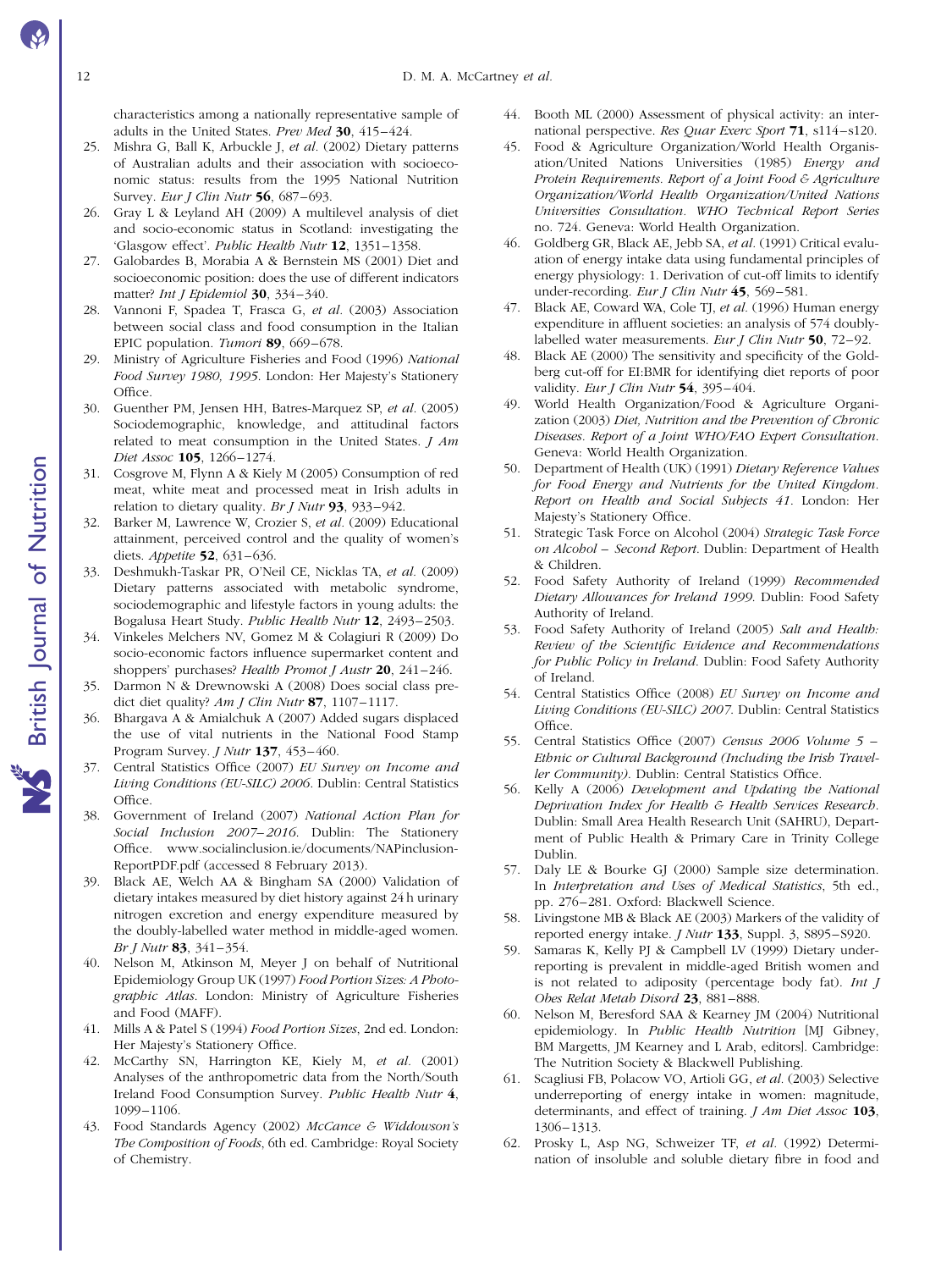characteristics among a nationally representative sample of adults in the United States. *Prev Med* **30**, 415–424.

25. Mishra G, Ball K, Arbuckle J, *et al.* (2002) Dietary patterns of Australian adults and their association with socioeconomic status: results from the 1995 National Nutrition Survey. *Eur J Clin Nutr* **56**, 687–693.
26. Gray L & Leyland AH (2009) A multilevel analysis of diet and socio-economic status in Scotland: investigating the 'Glasgow effect'. *Public Health Nutr* **12**, 1351–1358.
27. Galobardes B, Morabia A & Bernstein MS (2001) Diet and socioeconomic position: does the use of different indicators matter? *Int J Epidemiol* **30**, 334–340.
28. Vannoni F, Spadea T, Frasca G, *et al.* (2003) Association between social class and food consumption in the Italian EPIC population. *Tumori* **89**, 669–678.
29. Ministry of Agriculture Fisheries and Food (1996) *National Food Survey 1980, 1995*. London: Her Majesty's Stationery Office.
30. Guenther PM, Jensen HH, Batres-Marquez SP, *et al.* (2005) Sociodemographic, knowledge, and attitudinal factors related to meat consumption in the United States. *J Am Diet Assoc* **105**, 1266–1274.
31. Cosgrove M, Flynn A & Kiely M (2005) Consumption of red meat, white meat and processed meat in Irish adults in relation to dietary quality. *Br J Nutr* **93**, 933–942.
32. Barker M, Lawrence W, Crozier S, *et al.* (2009) Educational attainment, perceived control and the quality of women's diets. *Appetite* **52**, 631–636.
33. Deshmukh-Taskar PR, O'Neil CE, Nicklas TA, *et al.* (2009) Dietary patterns associated with metabolic syndrome, sociodemographic and lifestyle factors in young adults: the Bogalusa Heart Study. *Public Health Nutr* **12**, 2493–2503.
34. Vinkeles Melchers NV, Gomez M & Colagiuri R (2009) Do socio-economic factors influence supermarket content and shoppers' purchases? *Health Promot J Austr* **20**, 241–246.
35. Darmon N & Drewnowski A (2008) Does social class predict diet quality? *Am J Clin Nutr* **87**, 1107–1117.
36. Bhargava A & Amialchuk A (2007) Added sugars displaced the use of vital nutrients in the National Food Stamp Program Survey. *J Nutr* **137**, 453–460.
37. Central Statistics Office (2007) *EU Survey on Income and Living Conditions (EU-SILC) 2006*. Dublin: Central Statistics Office.
38. Government of Ireland (2007) *National Action Plan for Social Inclusion 2007–2016*. Dublin: The Stationery Office. www.socialinclusion.ie/documents/NAPinclusion-ReportPDF.pdf (accessed 8 February 2013).
39. Black AE, Welch AA & Bingham SA (2000) Validation of dietary intakes measured by diet history against 24 h urinary nitrogen excretion and energy expenditure measured by the doubly-labelled water method in middle-aged women. *Br J Nutr* **83**, 341–354.
40. Nelson M, Atkinson M, Meyer J on behalf of Nutritional Epidemiology Group UK (1997) *Food Portion Sizes: A Photographic Atlas*. London: Ministry of Agriculture Fisheries and Food (MAFF).
41. Mills A & Patel S (1994) *Food Portion Sizes*, 2nd ed. London: Her Majesty's Stationery Office.
42. McCarthy SN, Harrington KE, Kiely M, *et al.* (2001) Analyses of the anthropometric data from the North/South Ireland Food Consumption Survey. *Public Health Nutr* **4**, 1099–1106.
43. Food Standards Agency (2002) *McCance & Widdowson's The Composition of Foods*, 6th ed. Cambridge: Royal Society of Chemistry.
44. Booth ML (2000) Assessment of physical activity: an international perspective. *Res Quar Exerc Sport* **71**, s114–s120.
45. Food & Agriculture Organization/World Health Organisation/United Nations Universities (1985) *Energy and Protein Requirements. Report of a Joint Food & Agriculture Organization/World Health Organization/United Nations Universities Consultation. WHO Technical Report Series* no. 724. Geneva: World Health Organization.
46. Goldberg GR, Black AE, Jebb SA, *et al.* (1991) Critical evaluation of energy intake data using fundamental principles of energy physiology: 1. Derivation of cut-off limits to identify under-recording. *Eur J Clin Nutr* **45**, 569–581.
47. Black AE, Coward WA, Cole TJ, *et al.* (1996) Human energy expenditure in affluent societies: an analysis of 574 doubly-labelled water measurements. *Eur J Clin Nutr* **50**, 72–92.
48. Black AE (2000) The sensitivity and specificity of the Goldberg cut-off for EI:BMR for identifying diet reports of poor validity. *Eur J Clin Nutr* **54**, 395–404.
49. World Health Organization/Food & Agriculture Organization (2003) *Diet, Nutrition and the Prevention of Chronic Diseases. Report of a Joint WHO/FAO Expert Consultation*. Geneva: World Health Organization.
50. Department of Health (UK) (1991) *Dietary Reference Values for Food Energy and Nutrients for the United Kingdom. Report on Health and Social Subjects 41*. London: Her Majesty's Stationery Office.
51. Strategic Task Force on Alcohol (2004) *Strategic Task Force on Alcohol – Second Report*. Dublin: Department of Health & Children.
52. Food Safety Authority of Ireland (1999) *Recommended Dietary Allowances for Ireland 1999*. Dublin: Food Safety Authority of Ireland.
53. Food Safety Authority of Ireland (2005) *Salt and Health: Review of the Scientific Evidence and Recommendations for Public Policy in Ireland*. Dublin: Food Safety Authority of Ireland.
54. Central Statistics Office (2008) *EU Survey on Income and Living Conditions (EU-SILC) 2007*. Dublin: Central Statistics Office.
55. Central Statistics Office (2007) *Census 2006 Volume 5 – Ethnic or Cultural Background (Including the Irish Traveller Community)*. Dublin: Central Statistics Office.
56. Kelly A (2006) *Development and Updating the National Deprivation Index for Health & Health Services Research*. Dublin: Small Area Health Research Unit (SAHRU), Department of Public Health & Primary Care in Trinity College Dublin.
57. Daly LE & Bourke GJ (2000) Sample size determination. In *Interpretation and Uses of Medical Statistics*, 5th ed., pp. 276–281. Oxford: Blackwell Science.
58. Livingstone MB & Black AE (2003) Markers of the validity of reported energy intake. *J Nutr* **133**, Suppl. 3, S895–S920.
59. Samaras K, Kelly PJ & Campbell LV (1999) Dietary underreporting is prevalent in middle-aged British women and is not related to adiposity (percentage body fat). *Int J Obes Relat Metab Disord* **23**, 881–888.
60. Nelson M, Beresford SAA & Kearney JM (2004) Nutritional epidemiology. In *Public Health Nutrition* [MJ Gibney, BM Margetts, JM Kearney and L Arab, editors]. Cambridge: The Nutrition Society & Blackwell Publishing.
61. Scagliusi FB, Polacow VO, Artioli GG, *et al.* (2003) Selective underreporting of energy intake in women: magnitude, determinants, and effect of training. *J Am Diet Assoc* **103**, 1306–1313.
62. Prosky L, Asp NG, Schweizer TF, *et al.* (1992) Determination of insoluble and soluble dietary fibre in food and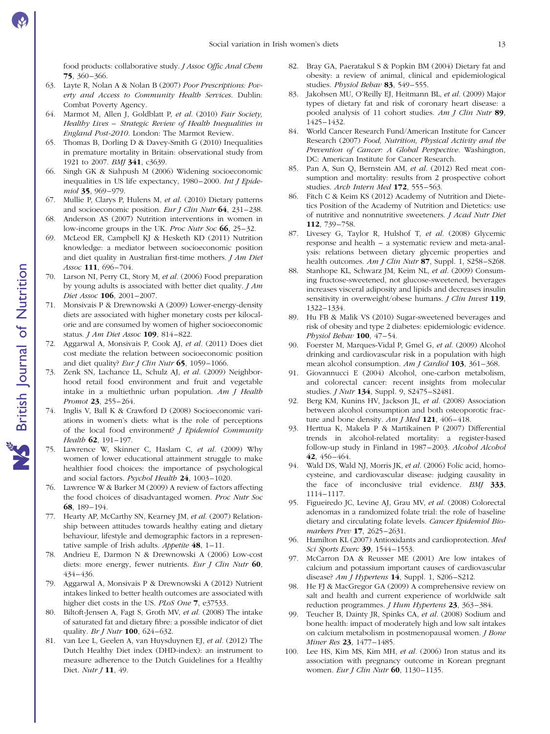food products: collaborative study. *J Assoc Offic Anal Chem* **75**, 360–366.

63. Layte R, Nolan A & Nolan B (2007) *Poor Prescriptions: Poverty and Access to Community Health Services*. Dublin: Combat Poverty Agency.
64. Marmot M, Allen J, Goldblatt P, *et al.* (2010) *Fair Society, Healthy Lives – Strategic Review of Health Inequalities in England Post-2010*. London: The Marmot Review.
65. Thomas B, Dorling D & Davey-Smith G (2010) Inequalities in premature mortality in Britain: observational study from 1921 to 2007. *BMJ* **341**, c3639.
66. Singh GK & Siahpush M (2006) Widening socioeconomic inequalities in US life expectancy, 1980–2000. *Int J Epidemiol* **35**, 969–979.
67. Mullie P, Clarys P, Hulens M, *et al.* (2010) Dietary patterns and socioeconomic position. *Eur J Clin Nutr* **64**, 231–238.
68. Anderson AS (2007) Nutrition interventions in women in low-income groups in the UK. *Proc Nutr Soc* **66**, 25–32.
69. McLeod ER, Campbell KJ & Hesketh KD (2011) Nutrition knowledge: a mediator between socioeconomic position and diet quality in Australian first-time mothers. *J Am Diet Assoc* **111**, 696–704.
70. Larson NI, Perry CL, Story M, *et al.* (2006) Food preparation by young adults is associated with better diet quality. *J Am Diet Assoc* **106**, 2001–2007.
71. Monsivais P & Drewnowski A (2009) Lower-energy-density diets are associated with higher monetary costs per kilocalorie and are consumed by women of higher socioeconomic status. *J Am Diet Assoc* **109**, 814–822.
72. Aggarwal A, Monsivais P, Cook AJ, *et al.* (2011) Does diet cost mediate the relation between socioeconomic position and diet quality? *Eur J Clin Nutr* **65**, 1059–1066.
73. Zenk SN, Lachance LL, Schulz AJ, *et al.* (2009) Neighborhood retail food environment and fruit and vegetable intake in a multiethnic urban population. *Am J Health Promot* **23**, 255–264.
74. Inglis V, Ball K & Crawford D (2008) Socioeconomic variations in women's diets: what is the role of perceptions of the local food environment? *J Epidemiol Community Health* **62**, 191–197.
75. Lawrence W, Skinner C, Haslam C, *et al.* (2009) Why women of lower educational attainment struggle to make healthier food choices: the importance of psychological and social factors. *Psychol Health* **24**, 1003–1020.
76. Lawrence W & Barker M (2009) A review of factors affecting the food choices of disadvantaged women. *Proc Nutr Soc* **68**, 189–194.
77. Hearty AP, McCarthy SN, Kearney JM, *et al.* (2007) Relationship between attitudes towards healthy eating and dietary behaviour, lifestyle and demographic factors in a representative sample of Irish adults. *Appetite* **48**, 1–11.
78. Andrieu E, Darmon N & Drewnowski A (2006) Low-cost diets: more energy, fewer nutrients. *Eur J Clin Nutr* **60**, 434–436.
79. Aggarwal A, Monsivais P & Drewnowski A (2012) Nutrient intakes linked to better health outcomes are associated with higher diet costs in the US. *PLoS One* **7**, e37533.
80. Biltoft-Jensen A, Fagt S, Groth MV, *et al.* (2008) The intake of saturated fat and dietary fibre: a possible indicator of diet quality. *Br J Nutr* **100**, 624–632.
81. van Lee L, Geelen A, van Huysduynen EJ, *et al.* (2012) The Dutch Healthy Diet index (DHD-index): an instrument to measure adherence to the Dutch Guidelines for a Healthy Diet. *Nutr J* **11**, 49.
82. Bray GA, Paeratakul S & Popkin BM (2004) Dietary fat and obesity: a review of animal, clinical and epidemiological studies. *Physiol Behav* **83**, 549–555.
83. Jakobsen MU, O'Reilly EJ, Heitmann BL, *et al.* (2009) Major types of dietary fat and risk of coronary heart disease: a pooled analysis of 11 cohort studies. *Am J Clin Nutr* **89**, 1425–1432.
84. World Cancer Research Fund/American Institute for Cancer Research (2007) *Food, Nutrition, Physical Activity and the Prevention of Cancer: A Global Perspective*. Washington, DC: American Institute for Cancer Research.
85. Pan A, Sun Q, Bernstein AM, *et al.* (2012) Red meat consumption and mortality: results from 2 prospective cohort studies. *Arch Intern Med* **172**, 555–563.
86. Fitch C & Keim KS (2012) Academy of Nutrition and Dietetics Position of the Academy of Nutrition and Dietetics: use of nutritive and nonnutritive sweeteners. *J Acad Nutr Diet* **112**, 739–758.
87. Livesey G, Taylor R, Hulshof T, *et al.* (2008) Glycemic response and health – a systematic review and meta-analysis: relations between dietary glycemic properties and health outcomes. *Am J Clin Nutr* **87**, Suppl. 1, S258–S268.
88. Stanhope KL, Schwarz JM, Keim NL, *et al.* (2009) Consuming fructose-sweetened, not glucose-sweetened, beverages increases visceral adiposity and lipids and decreases insulin sensitivity in overweight/obese humans. *J Clin Invest* **119**, 1322–1334.
89. Hu FB & Malik VS (2010) Sugar-sweetened beverages and risk of obesity and type 2 diabetes: epidemiologic evidence. *Physiol Behav* **100**, 47–54.
90. Foerster M, Marques-Vidal P, Gmel G, *et al.* (2009) Alcohol drinking and cardiovascular risk in a population with high mean alcohol consumption. *Am J Cardiol* **103**, 361–368.
91. Giovannucci E (2004) Alcohol, one-carbon metabolism, and colorectal cancer: recent insights from molecular studies. *J Nutr* **134**, Suppl. 9, S2475–S2481.
92. Berg KM, Kunins HV, Jackson JL, *et al.* (2008) Association between alcohol consumption and both osteoporotic fracture and bone density. *Am J Med* **121**, 406–418.
93. Herttua K, Makela P & Martikainen P (2007) Differential trends in alcohol-related mortality: a register-based follow-up study in Finland in 1987–2003. *Alcohol Alcohol* **42**, 456–464.
94. Wald DS, Wald NJ, Morris JK, *et al.* (2006) Folic acid, homocysteine, and cardiovascular disease: judging causality in the face of inconclusive trial evidence. *BMJ* **333**, 1114–1117.
95. Figueiredo JC, Levine AJ, Grau MV, *et al.* (2008) Colorectal adenomas in a randomized folate trial: the role of baseline dietary and circulating folate levels. *Cancer Epidemiol Biomarkers Prev* **17**, 2625–2631.
96. Hamilton KL (2007) Antioxidants and cardioprotection. *Med Sci Sports Exerc* **39**, 1544–1553.
97. McCarron DA & Reusser ME (2001) Are low intakes of calcium and potassium important causes of cardiovascular disease? *Am J Hypertens* **14**, Suppl. 1, S206–S212.
98. He FJ & MacGregor GA (2009) A comprehensive review on salt and health and current experience of worldwide salt reduction programmes. *J Hum Hypertens* **23**, 363–384.
99. Teucher B, Dainty JR, Spinks CA, *et al.* (2008) Sodium and bone health: impact of moderately high and low salt intakes on calcium metabolism in postmenopausal women. *J Bone Miner Res* **23**, 1477–1485.
100. Lee HS, Kim MS, Kim MH, *et al.* (2006) Iron status and its association with pregnancy outcome in Korean pregnant women. *Eur J Clin Nutr* **60**, 1130–1135.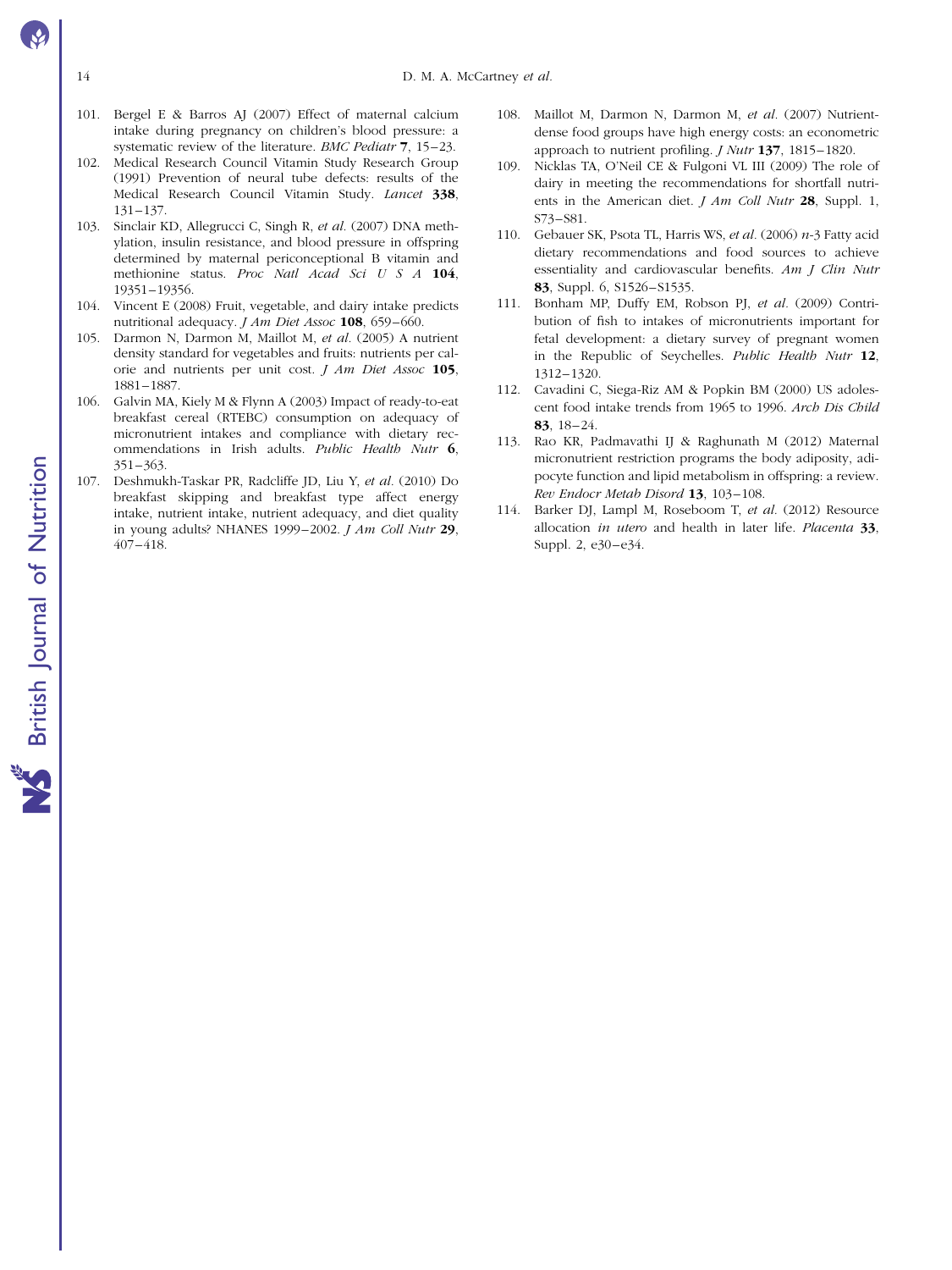101. Bergel E & Barros AJ (2007) Effect of maternal calcium intake during pregnancy on children's blood pressure: a systematic review of the literature. *BMC Pediatr* **7**, 15–23.
102. Medical Research Council Vitamin Study Research Group (1991) Prevention of neural tube defects: results of the Medical Research Council Vitamin Study. *Lancet* **338**, 131–137.
103. Sinclair KD, Allegrucci C, Singh R, *et al.* (2007) DNA methylation, insulin resistance, and blood pressure in offspring determined by maternal periconceptional B vitamin and methionine status. *Proc Natl Acad Sci U S A* **104**, 19351–19356.
104. Vincent E (2008) Fruit, vegetable, and dairy intake predicts nutritional adequacy. *J Am Diet Assoc* **108**, 659–660.
105. Darmon N, Darmon M, Maillot M, *et al.* (2005) A nutrient density standard for vegetables and fruits: nutrients per calorie and nutrients per unit cost. *J Am Diet Assoc* **105**, 1881–1887.
106. Galvin MA, Kiely M & Flynn A (2003) Impact of ready-to-eat breakfast cereal (RTEBC) consumption on adequacy of micronutrient intakes and compliance with dietary recommendations in Irish adults. *Public Health Nutr* **6**, 351–363.
107. Deshmukh-Taskar PR, Radcliffe JD, Liu Y, *et al.* (2010) Do breakfast skipping and breakfast type affect energy intake, nutrient intake, nutrient adequacy, and diet quality in young adults? NHANES 1999–2002. *J Am Coll Nutr* **29**, 407–418.
108. Maillot M, Darmon N, Darmon M, *et al.* (2007) Nutrient-dense food groups have high energy costs: an econometric approach to nutrient profiling. *J Nutr* **137**, 1815–1820.
109. Nicklas TA, O'Neil CE & Fulgoni VL III (2009) The role of dairy in meeting the recommendations for shortfall nutrients in the American diet. *J Am Coll Nutr* **28**, Suppl. 1, S73–S81.
110. Gebauer SK, Psota TL, Harris WS, *et al.* (2006) *n*-3 Fatty acid dietary recommendations and food sources to achieve essentiality and cardiovascular benefits. *Am J Clin Nutr* **83**, Suppl. 6, S1526–S1535.
111. Bonham MP, Duffy EM, Robson PJ, *et al.* (2009) Contribution of fish to intakes of micronutrients important for fetal development: a dietary survey of pregnant women in the Republic of Seychelles. *Public Health Nutr* **12**, 1312–1320.
112. Cavadini C, Siega-Riz AM & Popkin BM (2000) US adolescent food intake trends from 1965 to 1996. *Arch Dis Child* **83**, 18–24.
113. Rao KR, Padmavathi IJ & Raghunath M (2012) Maternal micronutrient restriction programs the body adiposity, adipocyte function and lipid metabolism in offspring: a review. *Rev Endocr Metab Disord* **13**, 103–108.
114. Barker DJ, Lampl M, Roseboom T, *et al.* (2012) Resource allocation *in utero* and health in later life. *Placenta* **33**, Suppl. 2, e30–e34.